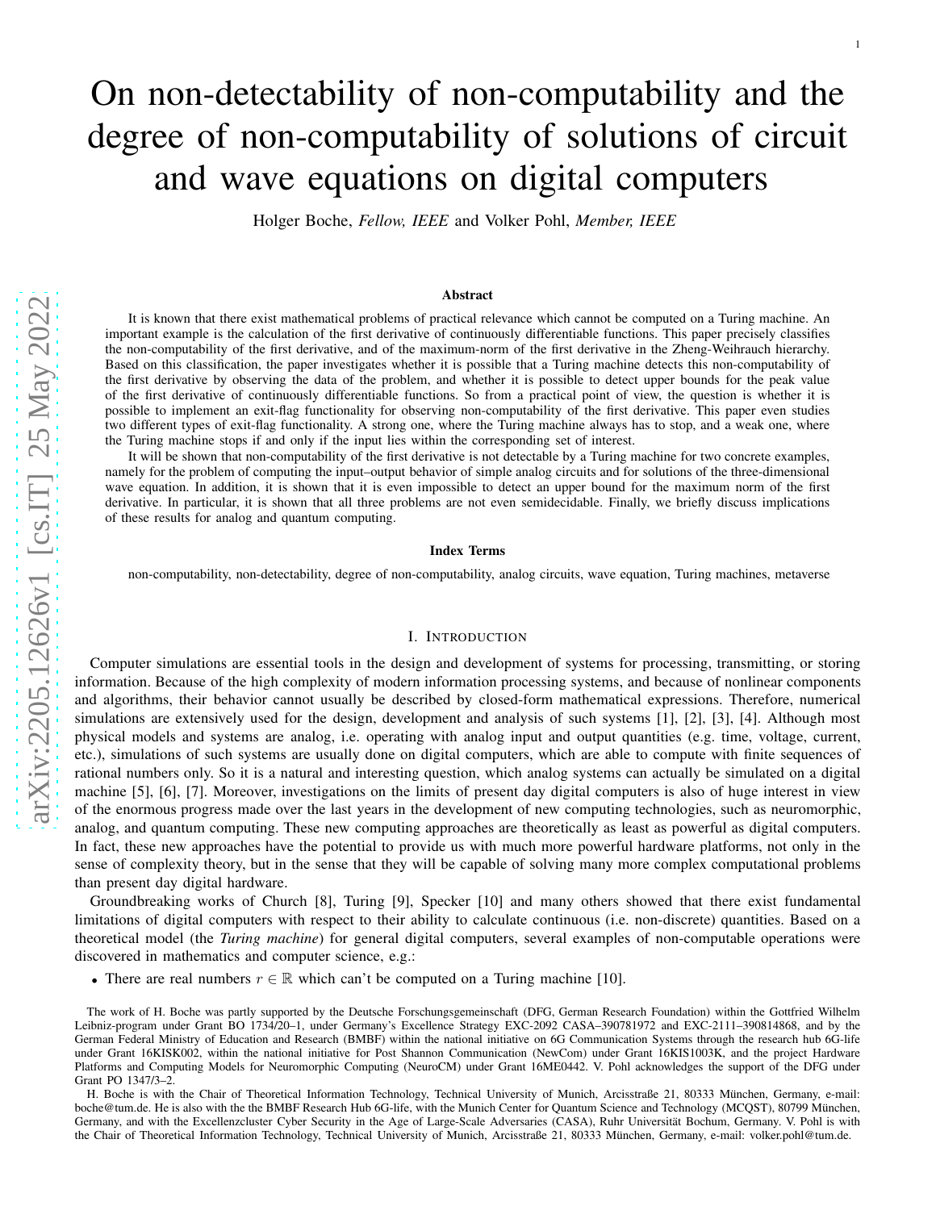# On non-detectability of non-computability and the degree of non-computability of solutions of circuit and wave equations on digital computers

Holger Boche, *Fellow, IEEE* and Volker Pohl, *Member, IEEE*

### Abstract

It is known that there exist mathematical problems of practical relevance which cannot be computed on a Turing machine. An important example is the calculation of the first derivative of continuously differentiable functions. This paper precisely classifies the non-computability of the first derivative, and of the maximum-norm of the first derivative in the Zheng-Weihrauch hierarchy. Based on this classification, the paper investigates whether it is possible that a Turing machine detects this non-computability of the first derivative by observing the data of the problem, and whether it is possible to detect upper bounds for the peak value of the first derivative of continuously differentiable functions. So from a practical point of view, the question is whether it is possible to implement an exit-flag functionality for observing non-computability of the first derivative. This paper even studies two different types of exit-flag functionality. A strong one, where the Turing machine always has to stop, and a weak one, where the Turing machine stops if and only if the input lies within the corresponding set of interest.

It will be shown that non-computability of the first derivative is not detectable by a Turing machine for two concrete examples, namely for the problem of computing the input–output behavior of simple analog circuits and for solutions of the three-dimensional wave equation. In addition, it is shown that it is even impossible to detect an upper bound for the maximum norm of the first derivative. In particular, it is shown that all three problems are not even semidecidable. Finally, we briefly discuss implications of these results for analog and quantum computing.

### Index Terms

non-computability, non-detectability, degree of non-computability, analog circuits, wave equation, Turing machines, metaverse

## I. Introduction

Computer simulations are essential tools in the design and development of systems for processing, transmitting, or storing information. Because of the high complexity of modern information processing systems, and because of nonlinear components and algorithms, their behavior cannot usually be described by closed-form mathematical expressions. Therefore, numerical simulations are extensively used for the design, development and analysis of such systems [1], [2], [3], [4]. Although most physical models and systems are analog, i.e. operating with analog input and output quantities (e.g. time, voltage, current, etc.), simulations of such systems are usually done on digital computers, which are able to compute with finite sequences of rational numbers only. So it is a natural and interesting question, which analog systems can actually be simulated on a digital machine [5], [6], [7]. Moreover, investigations on the limits of present day digital computers is also of huge interest in view of the enormous progress made over the last years in the development of new computing technologies, such as neuromorphic, analog, and quantum computing. These new computing approaches are theoretically as least as powerful as digital computers. In fact, these new approaches have the potential to provide us with much more powerful hardware platforms, not only in the sense of complexity theory, but in the sense that they will be capable of solving many more complex computational problems than present day digital hardware.

Groundbreaking works of Church [8], Turing [9], Specker [10] and many others showed that there exist fundamental limitations of digital computers with respect to their ability to calculate continuous (i.e. non-discrete) quantities. Based on a theoretical model (the *Turing machine*) for general digital computers, several examples of non-computable operations were discovered in mathematics and computer science, e.g.:

- There are real numbers $r \in \mathbb{R}$ which can't be computed on a Turing machine [10].

The work of H. Boche was partly supported by the Deutsche Forschungsgemeinschaft (DFG, German Research Foundation) within the Gottfried Wilhelm Leibniz-program under Grant BO 1734/20–1, under Germany's Excellence Strategy EXC-2092 CASA–390781972 and EXC-2111–390814868, and by the German Federal Ministry of Education and Research (BMBF) within the national initiative on 6G Communication Systems through the research hub 6G-life under Grant 16KISK002, within the national initiative for Post Shannon Communication (NewCom) under Grant 16KIS1003K, and the project Hardware Platforms and Computing Models for Neuromorphic Computing (NeuroCM) under Grant 16ME0442. V. Pohl acknowledges the support of the DFG under Grant PO 1347/3–2.

H. Boche is with the Chair of Theoretical Information Technology, Technical University of Munich, Arcisstraße 21, 80333 München, Germany, e-mail: boche@tum.de. He is also with the the BMBF Research Hub 6G-life, with the Munich Center for Quantum Science and Technology (MCQST), 80799 München, Germany, and with the Excellenzcluster Cyber Security in the Age of Large-Scale Adversaries (CASA), Ruhr Universität Bochum, Germany. V. Pohl is with the Chair of Theoretical Information Technology, Technical University of Munich, Arcisstraße 21, 80333 München, Germany, e-mail: volker.pohl@tum.de.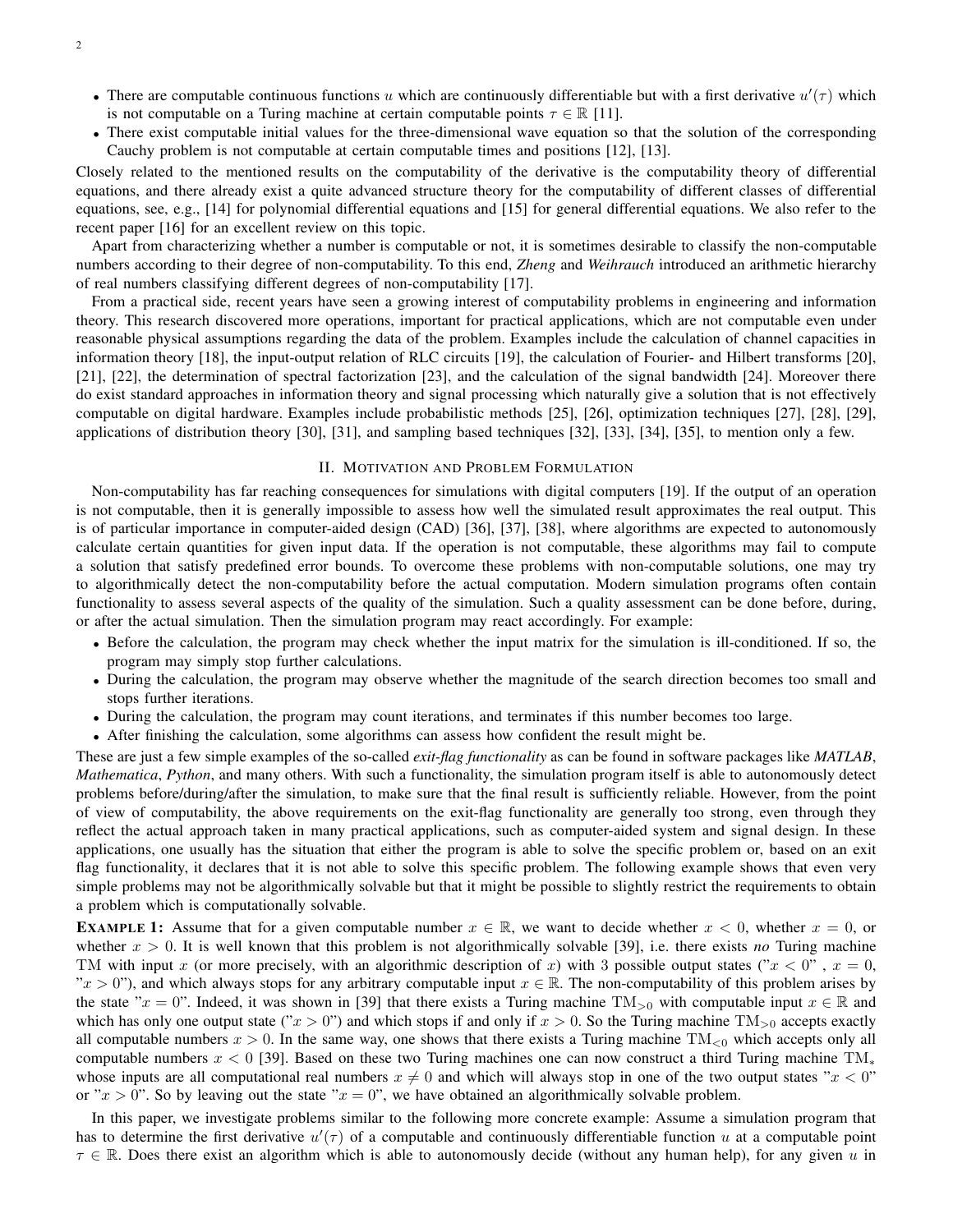- There are computable continuous functions $u$ which are continuously differentiable but with a first derivative $u'(\tau)$ which is not computable on a Turing machine at certain computable points $\tau \in \mathbb{R}$ [11].
- There exist computable initial values for the three-dimensional wave equation so that the solution of the corresponding Cauchy problem is not computable at certain computable times and positions [12], [13].

Closely related to the mentioned results on the computability of the derivative is the computability theory of differential equations, and there already exist a quite advanced structure theory for the computability of different classes of differential equations, see, e.g., [14] for polynomial differential equations and [15] for general differential equations. We also refer to the recent paper [16] for an excellent review on this topic.

Apart from characterizing whether a number is computable or not, it is sometimes desirable to classify the non-computable numbers according to their degree of non-computability. To this end, *Zheng* and *Weihrauch* introduced an arithmetic hierarchy of real numbers classifying different degrees of non-computability [17].

From a practical side, recent years have seen a growing interest of computability problems in engineering and information theory. This research discovered more operations, important for practical applications, which are not computable even under reasonable physical assumptions regarding the data of the problem. Examples include the calculation of channel capacities in information theory [18], the input-output relation of RLC circuits [19], the calculation of Fourier- and Hilbert transforms [20], [21], [22], the determination of spectral factorization [23], and the calculation of the signal bandwidth [24]. Moreover there do exist standard approaches in information theory and signal processing which naturally give a solution that is not effectively computable on digital hardware. Examples include probabilistic methods [25], [26], optimization techniques [27], [28], [29], applications of distribution theory [30], [31], and sampling based techniques [32], [33], [34], [35], to mention only a few.

## II. Motivation and Problem Formulation

Non-computability has far reaching consequences for simulations with digital computers [19]. If the output of an operation is not computable, then it is generally impossible to assess how well the simulated result approximates the real output. This is of particular importance in computer-aided design (CAD) [36], [37], [38], where algorithms are expected to autonomously calculate certain quantities for given input data. If the operation is not computable, these algorithms may fail to compute a solution that satisfy predefined error bounds. To overcome these problems with non-computable solutions, one may try to algorithmically detect the non-computability before the actual computation. Modern simulation programs often contain functionality to assess several aspects of the quality of the simulation. Such a quality assessment can be done before, during, or after the actual simulation. Then the simulation program may react accordingly. For example:

- Before the calculation, the program may check whether the input matrix for the simulation is ill-conditioned. If so, the program may simply stop further calculations.
- During the calculation, the program may observe whether the magnitude of the search direction becomes too small and stops further iterations.
- During the calculation, the program may count iterations, and terminates if this number becomes too large.
- After finishing the calculation, some algorithms can assess how confident the result might be.

These are just a few simple examples of the so-called *exit-flag functionality* as can be found in software packages like *MATLAB*, *Mathematica*, *Python*, and many others. With such a functionality, the simulation program itself is able to autonomously detect problems before/during/after the simulation, to make sure that the final result is sufficiently reliable. However, from the point of view of computability, the above requirements on the exit-flag functionality are generally too strong, even through they reflect the actual approach taken in many practical applications, such as computer-aided system and signal design. In these applications, one usually has the situation that either the program is able to solve the specific problem or, based on an exit flag functionality, it declares that it is not able to solve this specific problem. The following example shows that even very simple problems may not be algorithmically solvable but that it might be possible to slightly restrict the requirements to obtain a problem which is computationally solvable.

**Example 1:** Assume that for a given computable number $x \in \mathbb{R}$, we want to decide whether $x < 0$, whether $x = 0$, or whether $x > 0$. It is well known that this problem is not algorithmically solvable [39], i.e. there exists *no* Turing machine TM with input $x$ (or more precisely, with an algorithmic description of $x$) with 3 possible output states ("$x < 0$" , $x = 0$, "$x > 0$"), and which always stops for any arbitrary computable input $x \in \mathbb{R}$. The non-computability of this problem arises by the state "$x = 0$". Indeed, it was shown in [39] that there exists a Turing machine $\mathrm{TM}_{>0}$ with computable input $x \in \mathbb{R}$ and which has only one output state ("$x > 0$") and which stops if and only if $x > 0$. So the Turing machine $\mathrm{TM}_{>0}$ accepts exactly all computable numbers $x > 0$. In the same way, one shows that there exists a Turing machine $\mathrm{TM}_{<0}$ which accepts only all computable numbers $x < 0$ [39]. Based on these two Turing machines one can now construct a third Turing machine $\mathrm{TM}_{*}$ whose inputs are all computational real numbers $x \neq 0$ and which will always stop in one of the two output states "$x < 0$" or "$x > 0$". So by leaving out the state "$x = 0$", we have obtained an algorithmically solvable problem.

In this paper, we investigate problems similar to the following more concrete example: Assume a simulation program that has to determine the first derivative $u'(\tau)$ of a computable and continuously differentiable function $u$ at a computable point $\tau \in \mathbb{R}$. Does there exist an algorithm which is able to autonomously decide (without any human help), for any given $u$ in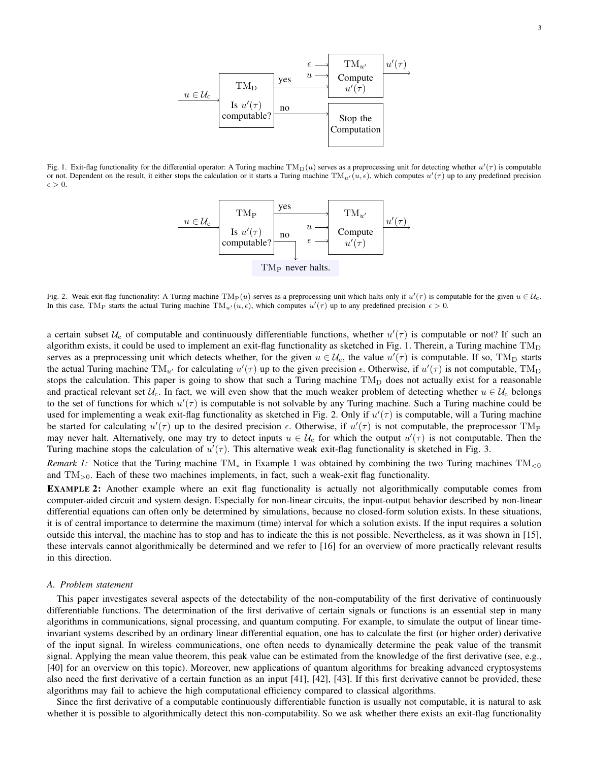Fig. 1. Exit-flag functionality for the differential operator: A Turing machine $\mathrm{TM}_\mathrm{D}(u)$ serves as a preprocessing unit for detecting whether $u'(\tau)$ is computable or not. Dependent on the result, it either stops the calculation or it starts a Turing machine $\mathrm{TM}_{u'}(u,\epsilon)$, which computes $u'(\tau)$ up to any predefined precision $\epsilon > 0$.

Fig. 2. Weak exit-flag functionality: A Turing machine $\mathrm{TM}_\mathrm{P}(u)$ serves as a preprocessing unit which halts only if $u'(\tau)$ is computable for the given $u \in \mathcal{U}_\mathrm{c}$. In this case, $\mathrm{TM}_\mathrm{P}$ starts the actual Turing machine $\mathrm{TM}_{u'}(u,\epsilon)$, which computes $u'(\tau)$ up to any predefined precision $\epsilon > 0$.

a certain subset $\mathcal{U}_\mathrm{c}$ of computable and continuously differentiable functions, whether $u'(\tau)$ is computable or not? If such an algorithm exists, it could be used to implement an exit-flag functionality as sketched in Fig. 1. Therein, a Turing machine $\mathrm{TM}_\mathrm{D}$ serves as a preprocessing unit which detects whether, for the given $u \in \mathcal{U}_\mathrm{c}$, the value $u'(\tau)$ is computable. If so, $\mathrm{TM}_\mathrm{D}$ starts the actual Turing machine $\mathrm{TM}_{u'}$ for calculating $u'(\tau)$ up to the given precision $\epsilon$. Otherwise, if $u'(\tau)$ is not computable, $\mathrm{TM}_\mathrm{D}$ stops the calculation. This paper is going to show that such a Turing machine $\mathrm{TM}_\mathrm{D}$ does not actually exist for a reasonable and practical relevant set $\mathcal{U}_\mathrm{c}$. In fact, we will even show that the much weaker problem of detecting whether $u \in \mathcal{U}_\mathrm{c}$ belongs to the set of functions for which $u'(\tau)$ is computable is not solvable by any Turing machine. Such a Turing machine could be used for implementing a weak exit-flag functionality as sketched in Fig. 2. Only if $u'(\tau)$ is computable, will a Turing machine be started for calculating $u'(\tau)$ up to the desired precision $\epsilon$. Otherwise, if $u'(\tau)$ is not computable, the preprocessor $\mathrm{TM}_\mathrm{P}$ may never halt. Alternatively, one may try to detect inputs $u \in \mathcal{U}_\mathrm{c}$ for which the output $u'(\tau)$ is not computable. Then the Turing machine stops the calculation of $u'(\tau)$. This alternative weak exit-flag functionality is sketched in Fig. 3.

*Remark 1:* Notice that the Turing machine $\mathrm{TM}_*$ in Example 1 was obtained by combining the two Turing machines $\mathrm{TM}_{<0}$ and $\mathrm{TM}_{>0}$. Each of these two machines implements, in fact, such a weak-exit flag functionality.

**EXAMPLE 2:** Another example where an exit flag functionality is actually not algorithmically computable comes from computer-aided circuit and system design. Especially for non-linear circuits, the input-output behavior described by non-linear differential equations can often only be determined by simulations, because no closed-form solution exists. In these situations, it is of central importance to determine the maximum (time) interval for which a solution exists. If the input requires a solution outside this interval, the machine has to stop and has to indicate the this is not possible. Nevertheless, as it was shown in [15], these intervals cannot algorithmically be determined and we refer to [16] for an overview of more practically relevant results in this direction.

### *A. Problem statement*

This paper investigates several aspects of the detectability of the non-computability of the first derivative of continuously differentiable functions. The determination of the first derivative of certain signals or functions is an essential step in many algorithms in communications, signal processing, and quantum computing. For example, to simulate the output of linear time-invariant systems described by an ordinary linear differential equation, one has to calculate the first (or higher order) derivative of the input signal. In wireless communications, one often needs to dynamically determine the peak value of the transmit signal. Applying the mean value theorem, this peak value can be estimated from the knowledge of the first derivative (see, e.g., [40] for an overview on this topic). Moreover, new applications of quantum algorithms for breaking advanced cryptosystems also need the first derivative of a certain function as an input [41], [42], [43]. If this first derivative cannot be provided, these algorithms may fail to achieve the high computational efficiency compared to classical algorithms.

Since the first derivative of a computable continuously differentiable function is usually not computable, it is natural to ask whether it is possible to algorithmically detect this non-computability. So we ask whether there exists an exit-flag functionality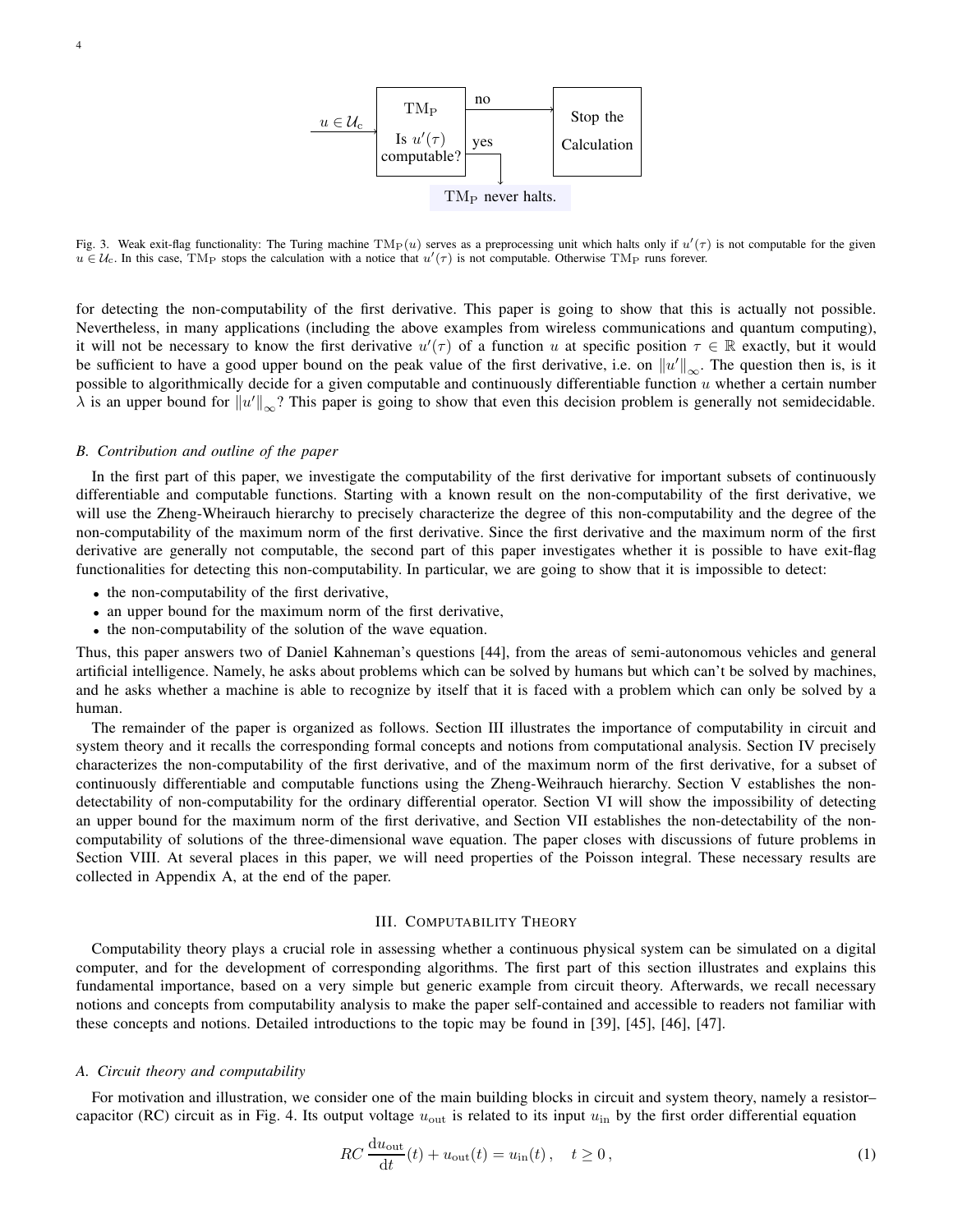Fig. 3. Weak exit-flag functionality: The Turing machine $\mathrm{TM}_{\mathrm{P}}(u)$ serves as a preprocessing unit which halts only if $u'(\tau)$ is not computable for the given $u \in \mathcal{U}_{\mathrm{c}}$. In this case, $\mathrm{TM}_{\mathrm{P}}$ stops the calculation with a notice that $u'(\tau)$ is not computable. Otherwise $\mathrm{TM}_{\mathrm{P}}$ runs forever.

for detecting the non-computability of the first derivative. This paper is going to show that this is actually not possible. Nevertheless, in many applications (including the above examples from wireless communications and quantum computing), it will not be necessary to know the first derivative $u'(\tau)$ of a function $u$ at specific position $\tau \in \mathbb{R}$ exactly, but it would be sufficient to have a good upper bound on the peak value of the first derivative, i.e. on $\|u'\|_\infty$. The question then is, is it possible to algorithmically decide for a given computable and continuously differentiable function $u$ whether a certain number $\lambda$ is an upper bound for $\|u'\|_\infty$? This paper is going to show that even this decision problem is generally not semidecidable.

### B. Contribution and outline of the paper

In the first part of this paper, we investigate the computability of the first derivative for important subsets of continuously differentiable and computable functions. Starting with a known result on the non-computability of the first derivative, we will use the Zheng-Wheirauch hierarchy to precisely characterize the degree of this non-computability and the degree of the non-computability of the maximum norm of the first derivative. Since the first derivative and the maximum norm of the first derivative are generally not computable, the second part of this paper investigates whether it is possible to have exit-flag functionalities for detecting this non-computability. In particular, we are going to show that it is impossible to detect:

- the non-computability of the first derivative,
- an upper bound for the maximum norm of the first derivative,
- the non-computability of the solution of the wave equation.

Thus, this paper answers two of Daniel Kahneman's questions [44], from the areas of semi-autonomous vehicles and general artificial intelligence. Namely, he asks about problems which can be solved by humans but which can't be solved by machines, and he asks whether a machine is able to recognize by itself that it is faced with a problem which can only be solved by a human.

The remainder of the paper is organized as follows. Section III illustrates the importance of computability in circuit and system theory and it recalls the corresponding formal concepts and notions from computational analysis. Section IV precisely characterizes the non-computability of the first derivative, and of the maximum norm of the first derivative, for a subset of continuously differentiable and computable functions using the Zheng-Weihrauch hierarchy. Section V establishes the non-detectability of non-computability for the ordinary differential operator. Section VI will show the impossibility of detecting an upper bound for the maximum norm of the first derivative, and Section VII establishes the non-detectability of the non-computability of solutions of the three-dimensional wave equation. The paper closes with discussions of future problems in Section VIII. At several places in this paper, we will need properties of the Poisson integral. These necessary results are collected in Appendix A, at the end of the paper.

## III. Computability Theory

Computability theory plays a crucial role in assessing whether a continuous physical system can be simulated on a digital computer, and for the development of corresponding algorithms. The first part of this section illustrates and explains this fundamental importance, based on a very simple but generic example from circuit theory. Afterwards, we recall necessary notions and concepts from computability analysis to make the paper self-contained and accessible to readers not familiar with these concepts and notions. Detailed introductions to the topic may be found in [39], [45], [46], [47].

### A. Circuit theory and computability

For motivation and illustration, we consider one of the main building blocks in circuit and system theory, namely a resistor–capacitor (RC) circuit as in Fig. 4. Its output voltage $u_{\mathrm{out}}$ is related to its input $u_{\mathrm{in}}$ by the first order differential equation

$$RC\,\frac{\mathrm{d}u_{\mathrm{out}}}{\mathrm{d}t}(t) + u_{\mathrm{out}}(t) = u_{\mathrm{in}}(t)\,, \quad t \geq 0\,, \tag{1}$$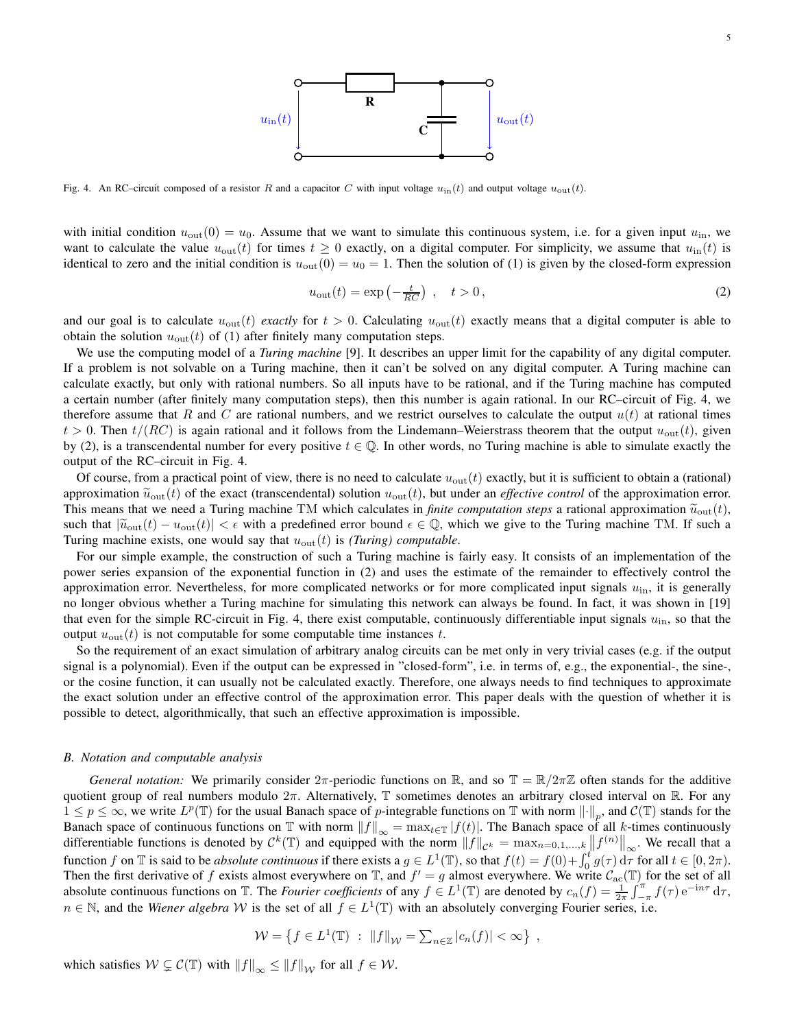Fig. 4. An RC–circuit composed of a resistor $R$ and a capacitor $C$ with input voltage $u_{\mathrm{in}}(t)$ and output voltage $u_{\mathrm{out}}(t)$.

with initial condition $u_{\mathrm{out}}(0) = u_0$. Assume that we want to simulate this continuous system, i.e. for a given input $u_{\mathrm{in}}$, we want to calculate the value $u_{\mathrm{out}}(t)$ for times $t \geq 0$ exactly, on a digital computer. For simplicity, we assume that $u_{\mathrm{in}}(t)$ is identical to zero and the initial condition is $u_{\mathrm{out}}(0) = u_0 = 1$. Then the solution of (1) is given by the closed-form expression

$$u_{\mathrm{out}}(t) = \exp\left(-\tfrac{t}{RC}\right) \,, \quad t > 0 \,, \tag{2}$$

and our goal is to calculate $u_{\mathrm{out}}(t)$ *exactly* for $t > 0$. Calculating $u_{\mathrm{out}}(t)$ exactly means that a digital computer is able to obtain the solution $u_{\mathrm{out}}(t)$ of (1) after finitely many computation steps.

We use the computing model of a *Turing machine* [9]. It describes an upper limit for the capability of any digital computer. If a problem is not solvable on a Turing machine, then it can't be solved on any digital computer. A Turing machine can calculate exactly, but only with rational numbers. So all inputs have to be rational, and if the Turing machine has computed a certain number (after finitely many computation steps), then this number is again rational. In our RC–circuit of Fig. 4, we therefore assume that $R$ and $C$ are rational numbers, and we restrict ourselves to calculate the output $u(t)$ at rational times $t > 0$. Then $t/(RC)$ is again rational and it follows from the Lindemann–Weierstrass theorem that the output $u_{\mathrm{out}}(t)$, given by (2), is a transcendental number for every positive $t \in \mathbb{Q}$. In other words, no Turing machine is able to simulate exactly the output of the RC–circuit in Fig. 4.

Of course, from a practical point of view, there is no need to calculate $u_{\mathrm{out}}(t)$ exactly, but it is sufficient to obtain a (rational) approximation $\widetilde{u}_{\mathrm{out}}(t)$ of the exact (transcendental) solution $u_{\mathrm{out}}(t)$, but under an *effective control* of the approximation error. This means that we need a Turing machine $\mathrm{TM}$ which calculates in *finite computation steps* a rational approximation $\widetilde{u}_{\mathrm{out}}(t)$, such that $|\widetilde{u}_{\mathrm{out}}(t) - u_{\mathrm{out}}(t)| < \epsilon$ with a predefined error bound $\epsilon \in \mathbb{Q}$, which we give to the Turing machine $\mathrm{TM}$. If such a Turing machine exists, one would say that $u_{\mathrm{out}}(t)$ is *(Turing) computable*.

For our simple example, the construction of such a Turing machine is fairly easy. It consists of an implementation of the power series expansion of the exponential function in (2) and uses the estimate of the remainder to effectively control the approximation error. Nevertheless, for more complicated networks or for more complicated input signals $u_{\mathrm{in}}$, it is generally no longer obvious whether a Turing machine for simulating this network can always be found. In fact, it was shown in [19] that even for the simple RC-circuit in Fig. 4, there exist computable, continuously differentiable input signals $u_{\mathrm{in}}$, so that the output $u_{\mathrm{out}}(t)$ is not computable for some computable time instances $t$.

So the requirement of an exact simulation of arbitrary analog circuits can be met only in very trivial cases (e.g. if the output signal is a polynomial). Even if the output can be expressed in "closed-form", i.e. in terms of, e.g., the exponential-, the sine-, or the cosine function, it can usually not be calculated exactly. Therefore, one always needs to find techniques to approximate the exact solution under an effective control of the approximation error. This paper deals with the question of whether it is possible to detect, algorithmically, that such an effective approximation is impossible.

### B. Notation and computable analysis

*General notation:* We primarily consider $2\pi$-periodic functions on $\mathbb{R}$, and so $\mathbb{T} = \mathbb{R}/2\pi\mathbb{Z}$ often stands for the additive quotient group of real numbers modulo $2\pi$. Alternatively, $\mathbb{T}$ sometimes denotes an arbitrary closed interval on $\mathbb{R}$. For any $1 \leq p \leq \infty$, we write $L^p(\mathbb{T})$ for the usual Banach space of $p$-integrable functions on $\mathbb{T}$ with norm $\|\cdot\|_p$, and $\mathcal{C}(\mathbb{T})$ stands for the Banach space of continuous functions on $\mathbb{T}$ with norm $\|f\|_\infty = \max_{t\in\mathbb{T}} |f(t)|$. The Banach space of all $k$-times continuously differentiable functions is denoted by $\mathcal{C}^k(\mathbb{T})$ and equipped with the norm $\|f\|_{\mathcal{C}^k} = \max_{n=0,1,\dots,k} \left\|f^{(n)}\right\|_\infty$. We recall that a function $f$ on $\mathbb{T}$ is said to be *absolute continuous* if there exists a $g \in L^1(\mathbb{T})$, so that $f(t) = f(0) + \int_0^t g(\tau)\,\mathrm{d}\tau$ for all $t \in [0, 2\pi)$. Then the first derivative of $f$ exists almost everywhere on $\mathbb{T}$, and $f' = g$ almost everywhere. We write $\mathcal{C}_{\mathrm{ac}}(\mathbb{T})$ for the set of all absolute continuous functions on $\mathbb{T}$. The *Fourier coefficients* of any $f \in L^1(\mathbb{T})$ are denoted by $c_n(f) = \frac{1}{2\pi}\int_{-\pi}^{\pi} f(\tau)\,\mathrm{e}^{-\mathrm{i}n\tau}\,\mathrm{d}\tau$, $n \in \mathbb{N}$, and the *Wiener algebra* $\mathcal{W}$ is the set of all $f \in L^1(\mathbb{T})$ with an absolutely converging Fourier series, i.e.

$$\mathcal{W} = \left\{ f \in L^1(\mathbb{T}) \;:\; \|f\|_{\mathcal{W}} = \textstyle\sum_{n\in\mathbb{Z}} |c_n(f)| < \infty \right\} \,,$$

which satisfies $\mathcal{W} \subsetneq \mathcal{C}(\mathbb{T})$ with $\|f\|_\infty \leq \|f\|_{\mathcal{W}}$ for all $f \in \mathcal{W}$.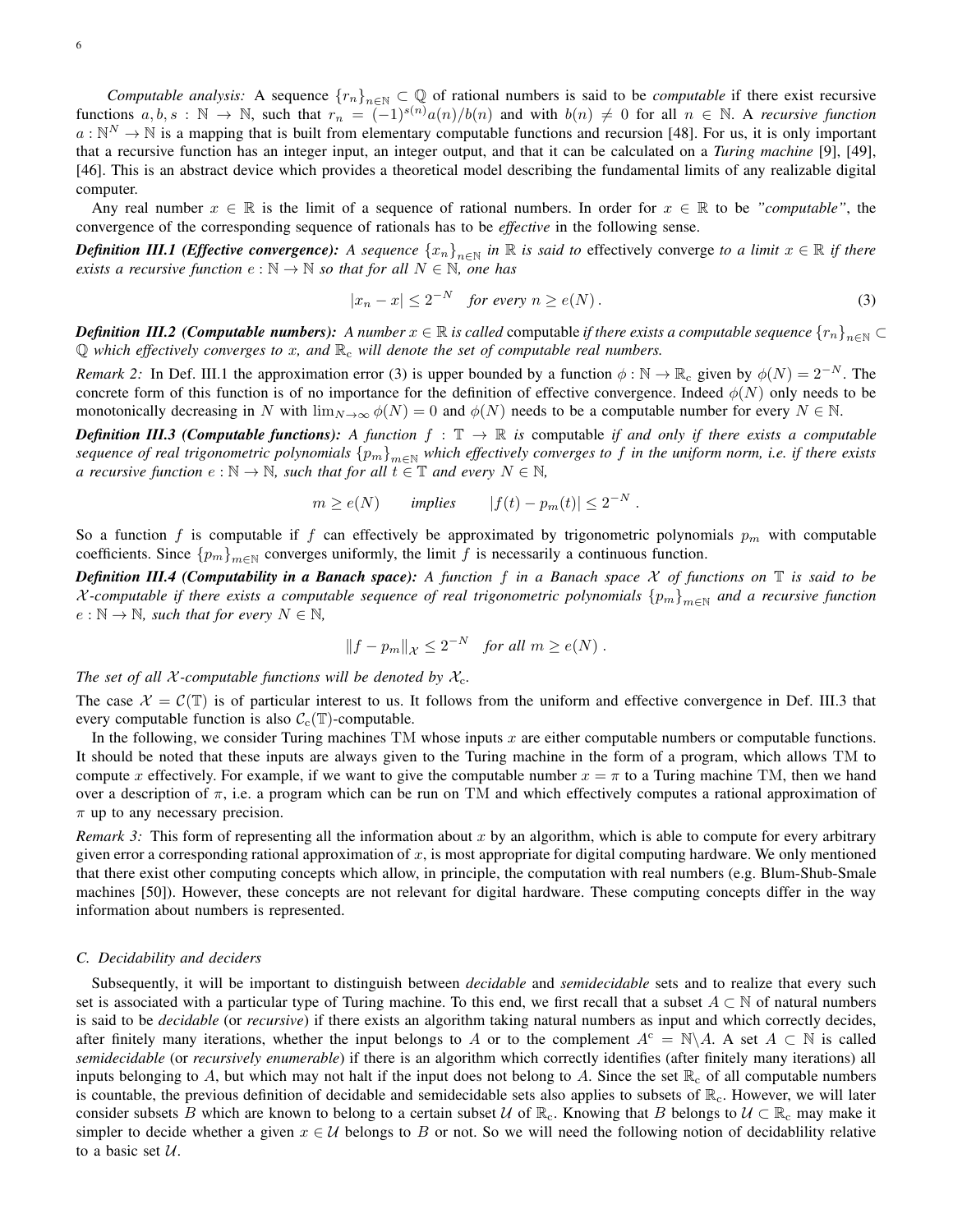*Computable analysis:* A sequence $\{r_n\}_{n\in\mathbb{N}} \subset \mathbb{Q}$ of rational numbers is said to be *computable* if there exist recursive functions $a, b, s : \mathbb{N} \to \mathbb{N}$, such that $r_n = (-1)^{s(n)} a(n)/b(n)$ and with $b(n) \neq 0$ for all $n \in \mathbb{N}$. A *recursive function* $a : \mathbb{N}^N \to \mathbb{N}$ is a mapping that is built from elementary computable functions and recursion [48]. For us, it is only important that a recursive function has an integer input, an integer output, and that it can be calculated on a *Turing machine* [9], [49], [46]. This is an abstract device which provides a theoretical model describing the fundamental limits of any realizable digital computer.

Any real number $x \in \mathbb{R}$ is the limit of a sequence of rational numbers. In order for $x \in \mathbb{R}$ to be *"computable"*, the convergence of the corresponding sequence of rationals has to be *effective* in the following sense.

***Definition III.1 (Effective convergence):*** *A sequence $\{x_n\}_{n\in\mathbb{N}}$ in $\mathbb{R}$ is said to* effectively converge *to a limit $x \in \mathbb{R}$ if there exists a recursive function $e : \mathbb{N} \to \mathbb{N}$ so that for all $N \in \mathbb{N}$, one has*

$$|x_n - x| \leq 2^{-N} \quad \textit{for every } n \geq e(N)\,. \tag{3}$$

***Definition III.2 (Computable numbers):*** *A number $x \in \mathbb{R}$ is called* computable *if there exists a computable sequence $\{r_n\}_{n\in\mathbb{N}} \subset \mathbb{Q}$ which effectively converges to $x$, and $\mathbb{R}_c$ will denote the set of computable real numbers.*

*Remark 2:* In Def. III.1 the approximation error (3) is upper bounded by a function $\phi : \mathbb{N} \to \mathbb{R}_c$ given by $\phi(N) = 2^{-N}$. The concrete form of this function is of no importance for the definition of effective convergence. Indeed $\phi(N)$ only needs to be monotonically decreasing in $N$ with $\lim_{N\to\infty} \phi(N) = 0$ and $\phi(N)$ needs to be a computable number for every $N \in \mathbb{N}$.

***Definition III.3 (Computable functions):*** *A function $f : \mathbb{T} \to \mathbb{R}$ is* computable *if and only if there exists a computable sequence of real trigonometric polynomials $\{p_m\}_{m\in\mathbb{N}}$ which effectively converges to $f$ in the uniform norm, i.e. if there exists a recursive function $e : \mathbb{N} \to \mathbb{N}$, such that for all $t \in \mathbb{T}$ and every $N \in \mathbb{N}$,*

$$m \geq e(N) \qquad \textit{implies} \qquad |f(t) - p_m(t)| \leq 2^{-N}\,.$$

So a function $f$ is computable if $f$ can effectively be approximated by trigonometric polynomials $p_m$ with computable coefficients. Since $\{p_m\}_{m\in\mathbb{N}}$ converges uniformly, the limit $f$ is necessarily a continuous function.

***Definition III.4 (Computability in a Banach space):*** *A function $f$ in a Banach space $\mathcal{X}$ of functions on $\mathbb{T}$ is said to be $\mathcal{X}$-computable if there exists a computable sequence of real trigonometric polynomials $\{p_m\}_{m\in\mathbb{N}}$ and a recursive function $e : \mathbb{N} \to \mathbb{N}$, such that for every $N \in \mathbb{N}$,*

$$\|f - p_m\|_{\mathcal{X}} \leq 2^{-N} \quad \textit{for all } m \geq e(N)\,.$$

*The set of all $\mathcal{X}$-computable functions will be denoted by $\mathcal{X}_c$.*

The case $\mathcal{X} = \mathcal{C}(\mathbb{T})$ is of particular interest to us. It follows from the uniform and effective convergence in Def. III.3 that every computable function is also $\mathcal{C}_c(\mathbb{T})$-computable.

In the following, we consider Turing machines $\mathrm{TM}$ whose inputs $x$ are either computable numbers or computable functions. It should be noted that these inputs are always given to the Turing machine in the form of a program, which allows $\mathrm{TM}$ to compute $x$ effectively. For example, if we want to give the computable number $x = \pi$ to a Turing machine $\mathrm{TM}$, then we hand over a description of $\pi$, i.e. a program which can be run on $\mathrm{TM}$ and which effectively computes a rational approximation of $\pi$ up to any necessary precision.

*Remark 3:* This form of representing all the information about $x$ by an algorithm, which is able to compute for every arbitrary given error a corresponding rational approximation of $x$, is most appropriate for digital computing hardware. We only mentioned that there exist other computing concepts which allow, in principle, the computation with real numbers (e.g. Blum-Shub-Smale machines [50]). However, these concepts are not relevant for digital hardware. These computing concepts differ in the way information about numbers is represented.

### C. Decidability and deciders

Subsequently, it will be important to distinguish between *decidable* and *semidecidable* sets and to realize that every such set is associated with a particular type of Turing machine. To this end, we first recall that a subset $A \subset \mathbb{N}$ of natural numbers is said to be *decidable* (or *recursive*) if there exists an algorithm taking natural numbers as input and which correctly decides, after finitely many iterations, whether the input belongs to $A$ or to the complement $A^c = \mathbb{N}\backslash A$. A set $A \subset \mathbb{N}$ is called *semidecidable* (or *recursively enumerable*) if there is an algorithm which correctly identifies (after finitely many iterations) all inputs belonging to $A$, but which may not halt if the input does not belong to $A$. Since the set $\mathbb{R}_c$ of all computable numbers is countable, the previous definition of decidable and semidecidable sets also applies to subsets of $\mathbb{R}_c$. However, we will later consider subsets $B$ which are known to belong to a certain subset $\mathcal{U}$ of $\mathbb{R}_c$. Knowing that $B$ belongs to $\mathcal{U} \subset \mathbb{R}_c$ may make it simpler to decide whether a given $x \in \mathcal{U}$ belongs to $B$ or not. So we will need the following notion of decidablility relative to a basic set $\mathcal{U}$.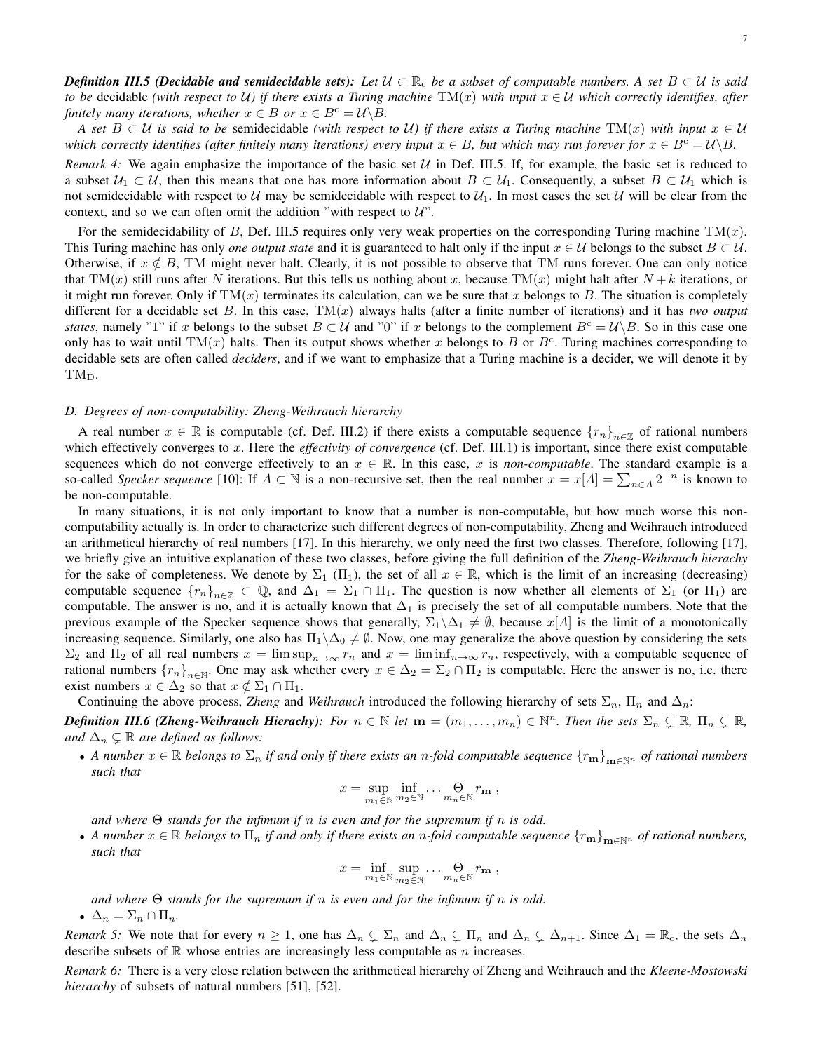***Definition III.5 (Decidable and semidecidable sets):*** *Let $\mathcal{U} \subset \mathbb{R}_c$ be a subset of computable numbers. A set $B \subset \mathcal{U}$ is said to be* decidable *(with respect to $\mathcal{U}$) if there exists a Turing machine $\mathrm{TM}(x)$ with input $x \in \mathcal{U}$ which correctly identifies, after finitely many iterations, whether $x \in B$ or $x \in B^c = \mathcal{U} \backslash B$.*

*A set $B \subset \mathcal{U}$ is said to be* semidecidable *(with respect to $\mathcal{U}$) if there exists a Turing machine $\mathrm{TM}(x)$ with input $x \in \mathcal{U}$ which correctly identifies (after finitely many iterations) every input $x \in B$, but which may run forever for $x \in B^c = \mathcal{U} \backslash B$.*

*Remark 4:* We again emphasize the importance of the basic set $\mathcal{U}$ in Def. III.5. If, for example, the basic set is reduced to a subset $\mathcal{U}_1 \subset \mathcal{U}$, then this means that one has more information about $B \subset \mathcal{U}_1$. Consequently, a subset $B \subset \mathcal{U}_1$ which is not semidecidable with respect to $\mathcal{U}$ may be semidecidable with respect to $\mathcal{U}_1$. In most cases the set $\mathcal{U}$ will be clear from the context, and so we can often omit the addition "with respect to $\mathcal{U}$".

For the semidecidability of $B$, Def. III.5 requires only very weak properties on the corresponding Turing machine $\mathrm{TM}(x)$. This Turing machine has only *one output state* and it is guaranteed to halt only if the input $x \in \mathcal{U}$ belongs to the subset $B \subset \mathcal{U}$. Otherwise, if $x \notin B$, TM might never halt. Clearly, it is not possible to observe that TM runs forever. One can only notice that $\mathrm{TM}(x)$ still runs after $N$ iterations. But this tells us nothing about $x$, because $\mathrm{TM}(x)$ might halt after $N+k$ iterations, or it might run forever. Only if $\mathrm{TM}(x)$ terminates its calculation, can we be sure that $x$ belongs to $B$. The situation is completely different for a decidable set $B$. In this case, $\mathrm{TM}(x)$ always halts (after a finite number of iterations) and it has *two output states*, namely "1" if $x$ belongs to the subset $B \subset \mathcal{U}$ and "0" if $x$ belongs to the complement $B^c = \mathcal{U} \backslash B$. So in this case one only has to wait until $\mathrm{TM}(x)$ halts. Then its output shows whether $x$ belongs to $B$ or $B^c$. Turing machines corresponding to decidable sets are often called *deciders*, and if we want to emphasize that a Turing machine is a decider, we will denote it by $\mathrm{TM_D}$.

### D. Degrees of non-computability: Zheng-Weihrauch hierarchy

A real number $x \in \mathbb{R}$ is computable (cf. Def. III.2) if there exists a computable sequence $\{r_n\}_{n\in\mathbb{Z}}$ of rational numbers which effectively converges to $x$. Here the *effectivity of convergence* (cf. Def. III.1) is important, since there exist computable sequences which do not converge effectively to an $x \in \mathbb{R}$. In this case, $x$ is *non-computable*. The standard example is a so-called *Specker sequence* [10]: If $A \subset \mathbb{N}$ is a non-recursive set, then the real number $x = x[A] = \sum_{n\in A} 2^{-n}$ is known to be non-computable.

In many situations, it is not only important to know that a number is non-computable, but how much worse this non-computability actually is. In order to characterize such different degrees of non-computability, Zheng and Weihrauch introduced an arithmetical hierarchy of real numbers [17]. In this hierarchy, we only need the first two classes. Therefore, following [17], we briefly give an intuitive explanation of these two classes, before giving the full definition of the *Zheng-Weihrauch hierachy* for the sake of completeness. We denote by $\Sigma_1$ ($\Pi_1$), the set of all $x \in \mathbb{R}$, which is the limit of an increasing (decreasing) computable sequence $\{r_n\}_{n\in\mathbb{Z}} \subset \mathbb{Q}$, and $\Delta_1 = \Sigma_1 \cap \Pi_1$. The question is now whether all elements of $\Sigma_1$ (or $\Pi_1$) are computable. The answer is no, and it is actually known that $\Delta_1$ is precisely the set of all computable numbers. Note that the previous example of the Specker sequence shows that generally, $\Sigma_1 \backslash \Delta_1 \neq \emptyset$, because $x[A]$ is the limit of a monotonically increasing sequence. Similarly, one also has $\Pi_1 \backslash \Delta_0 \neq \emptyset$. Now, one may generalize the above question by considering the sets $\Sigma_2$ and $\Pi_2$ of all real numbers $x = \limsup_{n\to\infty} r_n$ and $x = \liminf_{n\to\infty} r_n$, respectively, with a computable sequence of rational numbers $\{r_n\}_{n\in\mathbb{N}}$. One may ask whether every $x \in \Delta_2 = \Sigma_2 \cap \Pi_2$ is computable. Here the answer is no, i.e. there exist numbers $x \in \Delta_2$ so that $x \notin \Sigma_1 \cap \Pi_1$.

Continuing the above process, *Zheng* and *Weihrauch* introduced the following hierarchy of sets $\Sigma_n$, $\Pi_n$ and $\Delta_n$:

***Definition III.6 (Zheng-Weihrauch Hierachy):*** *For $n \in \mathbb{N}$ let $\mathbf{m} = (m_1, \ldots, m_n) \in \mathbb{N}^n$. Then the sets $\Sigma_n \subsetneq \mathbb{R}$, $\Pi_n \subsetneq \mathbb{R}$, and $\Delta_n \subsetneq \mathbb{R}$ are defined as follows:*

- *A number $x \in \mathbb{R}$ belongs to $\Sigma_n$ if and only if there exists an $n$-fold computable sequence $\{r_{\mathbf{m}}\}_{\mathbf{m}\in\mathbb{N}^n}$ of rational numbers such that*

$$x = \sup_{m_1\in\mathbb{N}} \inf_{m_2\in\mathbb{N}} \cdots \underset{m_n\in\mathbb{N}}{\Theta} r_{\mathbf{m}} \,,$$

  *and where $\Theta$ stands for the infimum if $n$ is even and for the supremum if $n$ is odd.*

- *A number $x \in \mathbb{R}$ belongs to $\Pi_n$ if and only if there exists an $n$-fold computable sequence $\{r_{\mathbf{m}}\}_{\mathbf{m}\in\mathbb{N}^n}$ of rational numbers, such that*

$$x = \inf_{m_1\in\mathbb{N}} \sup_{m_2\in\mathbb{N}} \cdots \underset{m_n\in\mathbb{N}}{\Theta} r_{\mathbf{m}} \,,$$

  *and where $\Theta$ stands for the supremum if $n$ is even and for the infimum if $n$ is odd.*

- *$\Delta_n = \Sigma_n \cap \Pi_n$.*

*Remark 5:* We note that for every $n \geq 1$, one has $\Delta_n \subsetneq \Sigma_n$ and $\Delta_n \subsetneq \Pi_n$ and $\Delta_n \subsetneq \Delta_{n+1}$. Since $\Delta_1 = \mathbb{R}_c$, the sets $\Delta_n$ describe subsets of $\mathbb{R}$ whose entries are increasingly less computable as $n$ increases.

*Remark 6:* There is a very close relation between the arithmetical hierarchy of Zheng and Weihrauch and the *Kleene-Mostowski hierarchy* of subsets of natural numbers [51], [52].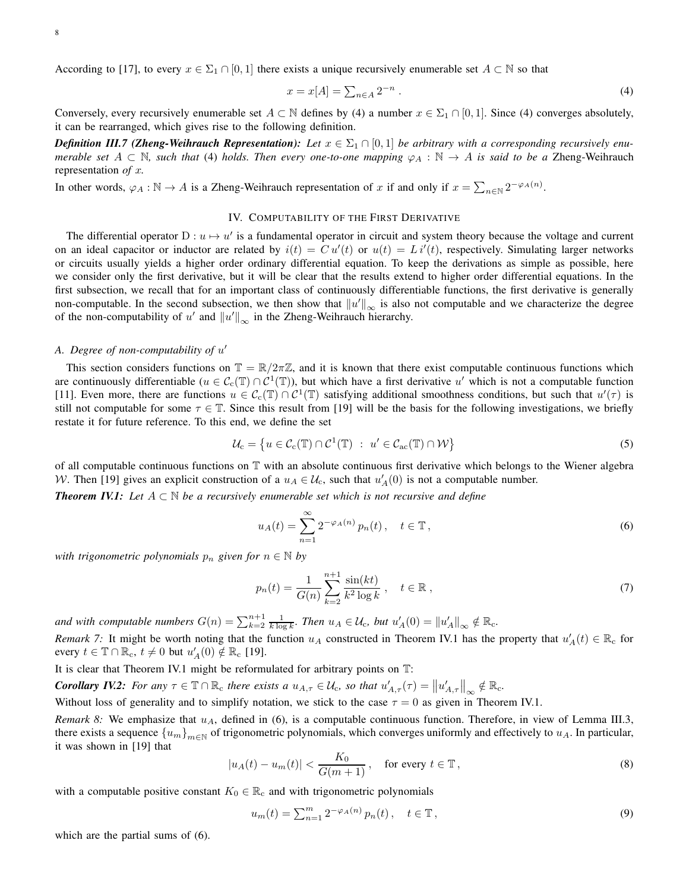According to [17], to every $x \in \Sigma_1 \cap [0,1]$ there exists a unique recursively enumerable set $A \subset \mathbb{N}$ so that

$$x = x[A] = \sum_{n \in A} 2^{-n} \,. \tag{4}$$

Conversely, every recursively enumerable set $A \subset \mathbb{N}$ defines by (4) a number $x \in \Sigma_1 \cap [0,1]$. Since (4) converges absolutely, it can be rearranged, which gives rise to the following definition.

***Definition III.7 (Zheng-Weihrauch Representation):*** *Let $x \in \Sigma_1 \cap [0,1]$ be arbitrary with a corresponding recursively enumerable set $A \subset \mathbb{N}$, such that* (4) *holds. Then every one-to-one mapping $\varphi_A : \mathbb{N} \to A$ is said to be a* Zheng-Weihrauch representation *of $x$.*

In other words, $\varphi_A : \mathbb{N} \to A$ is a Zheng-Weihrauch representation of $x$ if and only if $x = \sum_{n \in \mathbb{N}} 2^{-\varphi_A(n)}$.

## IV. Computability of the First Derivative

The differential operator $\mathrm{D} : u \mapsto u'$ is a fundamental operator in circuit and system theory because the voltage and current on an ideal capacitor or inductor are related by $i(t) = C\, u'(t)$ or $u(t) = L\, i'(t)$, respectively. Simulating larger networks or circuits usually yields a higher order ordinary differential equation. To keep the derivations as simple as possible, here we consider only the first derivative, but it will be clear that the results extend to higher order differential equations. In the first subsection, we recall that for an important class of continuously differentiable functions, the first derivative is generally non-computable. In the second subsection, we then show that $\|u'\|_\infty$ is also not computable and we characterize the degree of the non-computability of $u'$ and $\|u'\|_\infty$ in the Zheng-Weihrauch hierarchy.

### A. Degree of non-computability of $u'$

This section considers functions on $\mathbb{T} = \mathbb{R}/2\pi\mathbb{Z}$, and it is known that there exist computable continuous functions which are continuously differentiable ($u \in \mathcal{C}_{\mathrm{c}}(\mathbb{T}) \cap \mathcal{C}^1(\mathbb{T})$), but which have a first derivative $u'$ which is not a computable function [11]. Even more, there are functions $u \in \mathcal{C}_{\mathrm{c}}(\mathbb{T}) \cap \mathcal{C}^1(\mathbb{T})$ satisfying additional smoothness conditions, but such that $u'(\tau)$ is still not computable for some $\tau \in \mathbb{T}$. Since this result from [19] will be the basis for the following investigations, we briefly restate it for future reference. To this end, we define the set

$$\mathcal{U}_{\mathrm{c}} = \left\{ u \in \mathcal{C}_{\mathrm{c}}(\mathbb{T}) \cap \mathcal{C}^1(\mathbb{T}) \;:\; u' \in \mathcal{C}_{\mathrm{ac}}(\mathbb{T}) \cap \mathcal{W} \right\} \tag{5}$$

of all computable continuous functions on $\mathbb{T}$ with an absolute continuous first derivative which belongs to the Wiener algebra $\mathcal{W}$. Then [19] gives an explicit construction of a $u_A \in \mathcal{U}_{\mathrm{c}}$, such that $u_A'(0)$ is not a computable number.

***Theorem IV.1:*** *Let $A \subset \mathbb{N}$ be a recursively enumerable set which is not recursive and define*

$$u_A(t) = \sum_{n=1}^{\infty} 2^{-\varphi_A(n)}\, p_n(t)\,, \quad t \in \mathbb{T}\,, \tag{6}$$

*with trigonometric polynomials $p_n$ given for $n \in \mathbb{N}$ by*

$$p_n(t) = \frac{1}{G(n)} \sum_{k=2}^{n+1} \frac{\sin(kt)}{k^2 \log k}\,, \quad t \in \mathbb{R}\,, \tag{7}$$

*and with computable numbers $G(n) = \sum_{k=2}^{n+1} \frac{1}{k \log k}$. Then $u_A \in \mathcal{U}_{\mathrm{c}}$, but $u_A'(0) = \|u_A'\|_\infty \notin \mathbb{R}_{\mathrm{c}}$.*

*Remark 7:* It might be worth noting that the function $u_A$ constructed in Theorem IV.1 has the property that $u_A'(t) \in \mathbb{R}_{\mathrm{c}}$ for every $t \in \mathbb{T} \cap \mathbb{R}_{\mathrm{c}}$, $t \neq 0$ but $u_A'(0) \notin \mathbb{R}_{\mathrm{c}}$ [19].

It is clear that Theorem IV.1 might be reformulated for arbitrary points on $\mathbb{T}$:

***Corollary IV.2:*** *For any $\tau \in \mathbb{T} \cap \mathbb{R}_{\mathrm{c}}$ there exists a $u_{A,\tau} \in \mathcal{U}_{\mathrm{c}}$, so that $u_{A,\tau}'(\tau) = \left\|u_{A,\tau}'\right\|_\infty \notin \mathbb{R}_{\mathrm{c}}$.*

Without loss of generality and to simplify notation, we stick to the case $\tau = 0$ as given in Theorem IV.1.

*Remark 8:* We emphasize that $u_A$, defined in (6), is a computable continuous function. Therefore, in view of Lemma III.3, there exists a sequence $\{u_m\}_{m \in \mathbb{N}}$ of trigonometric polynomials, which converges uniformly and effectively to $u_A$. In particular, it was shown in [19] that

$$|u_A(t) - u_m(t)| < \frac{K_0}{G(m+1)}\,, \quad \text{for every } t \in \mathbb{T}\,, \tag{8}$$

with a computable positive constant $K_0 \in \mathbb{R}_{\mathrm{c}}$ and with trigonometric polynomials

$$u_m(t) = \sum_{n=1}^{m} 2^{-\varphi_A(n)}\, p_n(t)\,, \quad t \in \mathbb{T}\,, \tag{9}$$

which are the partial sums of (6).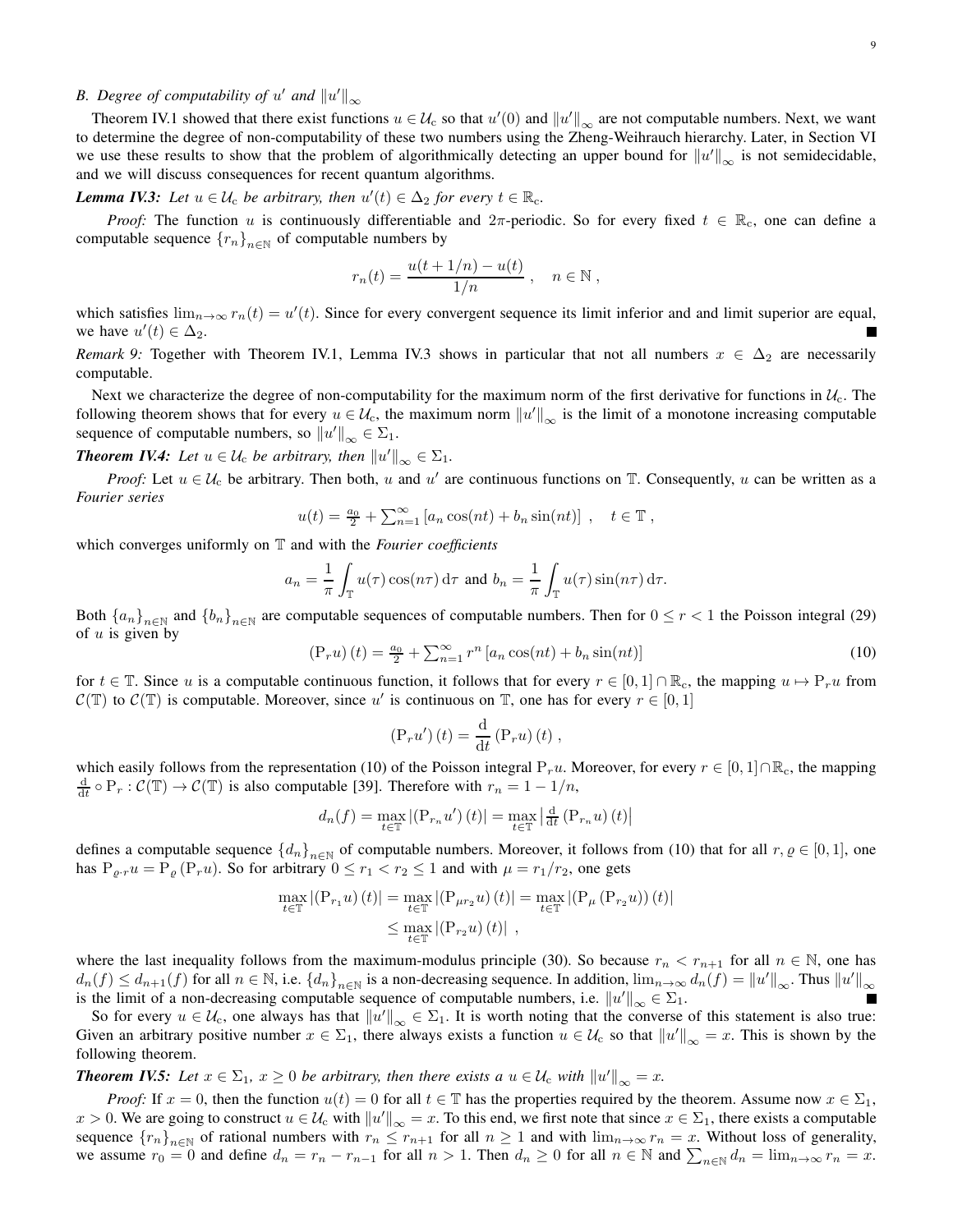### B. Degree of computability of $u'$ and $\|u'\|_\infty$

Theorem IV.1 showed that there exist functions $u \in \mathcal{U}_c$ so that $u'(0)$ and $\|u'\|_\infty$ are not computable numbers. Next, we want to determine the degree of non-computability of these two numbers using the Zheng-Weihrauch hierarchy. Later, in Section VI we use these results to show that the problem of algorithmically detecting an upper bound for $\|u'\|_\infty$ is not semidecidable, and we will discuss consequences for recent quantum algorithms.

***Lemma IV.3:*** *Let $u \in \mathcal{U}_c$ be arbitrary, then $u'(t) \in \Delta_2$ for every $t \in \mathbb{R}_c$.*

*Proof:* The function $u$ is continuously differentiable and $2\pi$-periodic. So for every fixed $t \in \mathbb{R}_c$, one can define a computable sequence $\{r_n\}_{n\in\mathbb{N}}$ of computable numbers by

$$r_n(t) = \frac{u(t + 1/n) - u(t)}{1/n} \;, \quad n \in \mathbb{N} \;,$$

which satisfies $\lim_{n\to\infty} r_n(t) = u'(t)$. Since for every convergent sequence its limit inferior and and limit superior are equal, we have $u'(t) \in \Delta_2$. ∎

*Remark 9:* Together with Theorem IV.1, Lemma IV.3 shows in particular that not all numbers $x \in \Delta_2$ are necessarily computable.

Next we characterize the degree of non-computability for the maximum norm of the first derivative for functions in $\mathcal{U}_c$. The following theorem shows that for every $u \in \mathcal{U}_c$, the maximum norm $\|u'\|_\infty$ is the limit of a monotone increasing computable sequence of computable numbers, so $\|u'\|_\infty \in \Sigma_1$.

***Theorem IV.4:*** *Let $u \in \mathcal{U}_c$ be arbitrary, then $\|u'\|_\infty \in \Sigma_1$.*

*Proof:* Let $u \in \mathcal{U}_c$ be arbitrary. Then both, $u$ and $u'$ are continuous functions on $\mathbb{T}$. Consequently, $u$ can be written as a *Fourier series*

$$u(t) = \tfrac{a_0}{2} + \textstyle\sum_{n=1}^{\infty} \left[a_n \cos(nt) + b_n \sin(nt)\right] \;, \quad t \in \mathbb{T} \;,$$

which converges uniformly on $\mathbb{T}$ and with the *Fourier coefficients*

$$a_n = \frac{1}{\pi}\int_{\mathbb{T}} u(\tau)\cos(n\tau)\,\mathrm{d}\tau \text{ and } b_n = \frac{1}{\pi}\int_{\mathbb{T}} u(\tau)\sin(n\tau)\,\mathrm{d}\tau.$$

Both $\{a_n\}_{n\in\mathbb{N}}$ and $\{b_n\}_{n\in\mathbb{N}}$ are computable sequences of computable numbers. Then for $0 \leq r < 1$ the Poisson integral (29) of $u$ is given by

$$\left(\mathrm{P}_r u\right)(t) = \tfrac{a_0}{2} + \textstyle\sum_{n=1}^{\infty} r^n \left[a_n \cos(nt) + b_n \sin(nt)\right] \tag{10}$$

for $t \in \mathbb{T}$. Since $u$ is a computable continuous function, it follows that for every $r \in [0,1] \cap \mathbb{R}_c$, the mapping $u \mapsto \mathrm{P}_r u$ from $\mathcal{C}(\mathbb{T})$ to $\mathcal{C}(\mathbb{T})$ is computable. Moreover, since $u'$ is continuous on $\mathbb{T}$, one has for every $r \in [0,1]$

$$\left(\mathrm{P}_r u'\right)(t) = \frac{\mathrm{d}}{\mathrm{d}t}\left(\mathrm{P}_r u\right)(t) \;,$$

which easily follows from the representation (10) of the Poisson integral $\mathrm{P}_r u$. Moreover, for every $r \in [0,1] \cap \mathbb{R}_c$, the mapping $\frac{\mathrm{d}}{\mathrm{d}t} \circ \mathrm{P}_r : \mathcal{C}(\mathbb{T}) \to \mathcal{C}(\mathbb{T})$ is also computable [39]. Therefore with $r_n = 1 - 1/n$,

$$d_n(f) = \max_{t\in\mathbb{T}} \left|\left(\mathrm{P}_{r_n} u'\right)(t)\right| = \max_{t\in\mathbb{T}} \left|\tfrac{\mathrm{d}}{\mathrm{d}t}\left(\mathrm{P}_{r_n} u\right)(t)\right|$$

defines a computable sequence $\{d_n\}_{n\in\mathbb{N}}$ of computable numbers. Moreover, it follows from (10) that for all $r, \varrho \in [0,1]$, one has $\mathrm{P}_{\varrho \cdot r} u = \mathrm{P}_\varrho\left(\mathrm{P}_r u\right)$. So for arbitrary $0 \leq r_1 < r_2 \leq 1$ and with $\mu = r_1/r_2$, one gets

$$\begin{aligned}
\max_{t\in\mathbb{T}} \left|\left(\mathrm{P}_{r_1} u\right)(t)\right| &= \max_{t\in\mathbb{T}} \left|\left(\mathrm{P}_{\mu r_2} u\right)(t)\right| = \max_{t\in\mathbb{T}} \left|\left(\mathrm{P}_{\mu}\left(\mathrm{P}_{r_2} u\right)\right)(t)\right| \\
&\leq \max_{t\in\mathbb{T}} \left|\left(\mathrm{P}_{r_2} u\right)(t)\right| \;,
\end{aligned}$$

where the last inequality follows from the maximum-modulus principle (30). So because $r_n < r_{n+1}$ for all $n \in \mathbb{N}$, one has $d_n(f) \leq d_{n+1}(f)$ for all $n \in \mathbb{N}$, i.e. $\{d_n\}_{n\in\mathbb{N}}$ is a non-decreasing sequence. In addition, $\lim_{n\to\infty} d_n(f) = \|u'\|_\infty$. Thus $\|u'\|_\infty$ is the limit of a non-decreasing computable sequence of computable numbers, i.e. $\|u'\|_\infty \in \Sigma_1$. ∎

So for every $u \in \mathcal{U}_c$, one always has that $\|u'\|_\infty \in \Sigma_1$. It is worth noting that the converse of this statement is also true: Given an arbitrary positive number $x \in \Sigma_1$, there always exists a function $u \in \mathcal{U}_c$ so that $\|u'\|_\infty = x$. This is shown by the following theorem.

***Theorem IV.5:*** *Let $x \in \Sigma_1$, $x \geq 0$ be arbitrary, then there exists a $u \in \mathcal{U}_c$ with $\|u'\|_\infty = x$.*

*Proof:* If $x = 0$, then the function $u(t) = 0$ for all $t \in \mathbb{T}$ has the properties required by the theorem. Assume now $x \in \Sigma_1$, $x > 0$. We are going to construct $u \in \mathcal{U}_c$ with $\|u'\|_\infty = x$. To this end, we first note that since $x \in \Sigma_1$, there exists a computable sequence $\{r_n\}_{n\in\mathbb{N}}$ of rational numbers with $r_n \leq r_{n+1}$ for all $n \geq 1$ and with $\lim_{n\to\infty} r_n = x$. Without loss of generality, we assume $r_0 = 0$ and define $d_n = r_n - r_{n-1}$ for all $n > 1$. Then $d_n \geq 0$ for all $n \in \mathbb{N}$ and $\sum_{n\in\mathbb{N}} d_n = \lim_{n\to\infty} r_n = x$.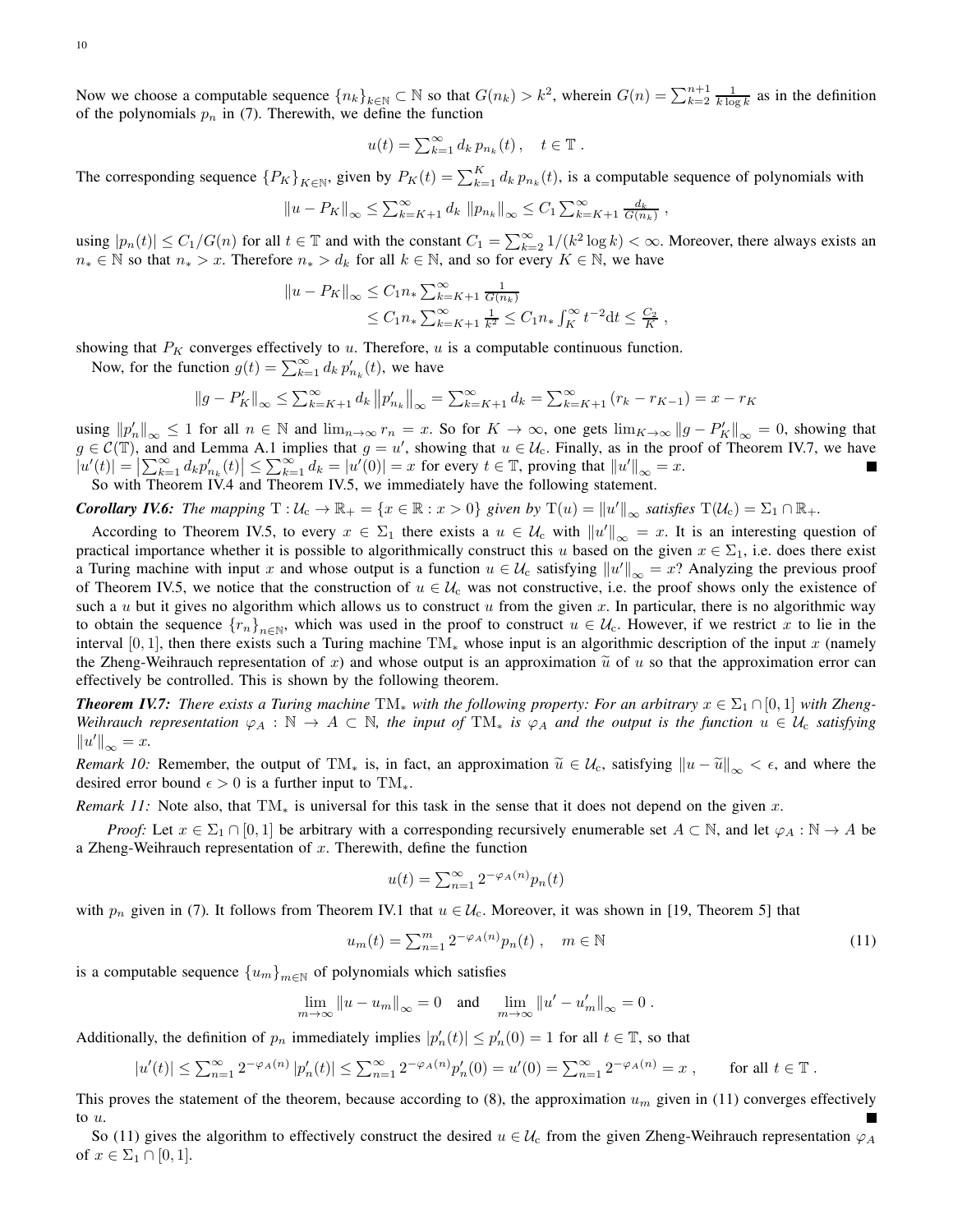Now we choose a computable sequence $\{n_k\}_{k\in\mathbb{N}} \subset \mathbb{N}$ so that $G(n_k) > k^2$, wherein $G(n) = \sum_{k=2}^{n+1} \frac{1}{k\log k}$ as in the definition of the polynomials $p_n$ in (7). Therewith, we define the function

$$u(t) = \sum_{k=1}^{\infty} d_k\, p_{n_k}(t)\,, \quad t \in \mathbb{T}\,.$$

The corresponding sequence $\{P_K\}_{K\in\mathbb{N}}$, given by $P_K(t) = \sum_{k=1}^{K} d_k\, p_{n_k}(t)$, is a computable sequence of polynomials with

$$\|u - P_K\|_\infty \leq \sum_{k=K+1}^{\infty} d_k\, \|p_{n_k}\|_\infty \leq C_1 \sum_{k=K+1}^{\infty} \frac{d_k}{G(n_k)}\,,$$

using $|p_n(t)| \leq C_1/G(n)$ for all $t \in \mathbb{T}$ and with the constant $C_1 = \sum_{k=2}^{\infty} 1/(k^2\log k) < \infty$. Moreover, there always exists an $n_* \in \mathbb{N}$ so that $n_* > x$. Therefore $n_* > d_k$ for all $k \in \mathbb{N}$, and so for every $K \in \mathbb{N}$, we have

$$\begin{aligned}\|u - P_K\|_\infty &\leq C_1 n_* \sum_{k=K+1}^{\infty} \frac{1}{G(n_k)}\\ &\leq C_1 n_* \sum_{k=K+1}^{\infty} \frac{1}{k^2} \leq C_1 n_* \int_K^\infty t^{-2}\mathrm{d}t \leq \frac{C_2}{K}\,,\end{aligned}$$

showing that $P_K$ converges effectively to $u$. Therefore, $u$ is a computable continuous function.

Now, for the function $g(t) = \sum_{k=1}^{\infty} d_k\, p'_{n_k}(t)$, we have

$$\|g - P'_K\|_\infty \leq \sum_{k=K+1}^{\infty} d_k \left\|p'_{n_k}\right\|_\infty = \sum_{k=K+1}^{\infty} d_k = \sum_{k=K+1}^{\infty} (r_k - r_{K-1}) = x - r_K$$

using $\|p'_n\|_\infty \leq 1$ for all $n \in \mathbb{N}$ and $\lim_{n\to\infty} r_n = x$. So for $K \to \infty$, one gets $\lim_{K\to\infty} \|g - P'_K\|_\infty = 0$, showing that $g \in \mathcal{C}(\mathbb{T})$, and and Lemma A.1 implies that $g = u'$, showing that $u \in \mathcal{U}_c$. Finally, as in the proof of Theorem IV.7, we have $|u'(t)| = \left|\sum_{k=1}^{\infty} d_k p'_{n_k}(t)\right| \leq \sum_{k=1}^{\infty} d_k = |u'(0)| = x$ for every $t \in \mathbb{T}$, proving that $\|u'\|_\infty = x$. ■

So with Theorem IV.4 and Theorem IV.5, we immediately have the following statement.

***Corollary IV.6:*** *The mapping $\mathrm{T} : \mathcal{U}_c \to \mathbb{R}_+ = \{x \in \mathbb{R} : x > 0\}$ given by $\mathrm{T}(u) = \|u'\|_\infty$ satisfies $\mathrm{T}(\mathcal{U}_c) = \Sigma_1 \cap \mathbb{R}_+$.*

According to Theorem IV.5, to every $x \in \Sigma_1$ there exists a $u \in \mathcal{U}_c$ with $\|u'\|_\infty = x$. It is an interesting question of practical importance whether it is possible to algorithmically construct this $u$ based on the given $x \in \Sigma_1$, i.e. does there exist a Turing machine with input $x$ and whose output is a function $u \in \mathcal{U}_c$ satisfying $\|u'\|_\infty = x$? Analyzing the previous proof of Theorem IV.5, we notice that the construction of $u \in \mathcal{U}_c$ was not constructive, i.e. the proof shows only the existence of such a $u$ but it gives no algorithm which allows us to construct $u$ from the given $x$. In particular, there is no algorithmic way to obtain the sequence $\{r_n\}_{n\in\mathbb{N}}$, which was used in the proof to construct $u \in \mathcal{U}_c$. However, if we restrict $x$ to lie in the interval $[0, 1]$, then there exists such a Turing machine $\mathrm{TM}_*$ whose input is an algorithmic description of the input $x$ (namely the Zheng-Weihrauch representation of $x$) and whose output is an approximation $\widetilde{u}$ of $u$ so that the approximation error can effectively be controlled. This is shown by the following theorem.

***Theorem IV.7:*** *There exists a Turing machine $\mathrm{TM}_*$ with the following property: For an arbitrary $x \in \Sigma_1 \cap [0, 1]$ with Zheng-Weihrauch representation $\varphi_A : \mathbb{N} \to A \subset \mathbb{N}$, the input of $\mathrm{TM}_*$ is $\varphi_A$ and the output is the function $u \in \mathcal{U}_c$ satisfying $\|u'\|_\infty = x$.*

*Remark 10:* Remember, the output of $\mathrm{TM}_*$ is, in fact, an approximation $\widetilde{u} \in \mathcal{U}_c$, satisfying $\|u - \widetilde{u}\|_\infty < \epsilon$, and where the desired error bound $\epsilon > 0$ is a further input to $\mathrm{TM}_*$.

*Remark 11:* Note also, that $\mathrm{TM}_*$ is universal for this task in the sense that it does not depend on the given $x$.

*Proof:* Let $x \in \Sigma_1 \cap [0, 1]$ be arbitrary with a corresponding recursively enumerable set $A \subset \mathbb{N}$, and let $\varphi_A : \mathbb{N} \to A$ be a Zheng-Weihrauch representation of $x$. Therewith, define the function

$$u(t) = \sum_{n=1}^{\infty} 2^{-\varphi_A(n)} p_n(t)$$

with $p_n$ given in (7). It follows from Theorem IV.1 that $u \in \mathcal{U}_c$. Moreover, it was shown in [19, Theorem 5] that

$$u_m(t) = \sum_{n=1}^{m} 2^{-\varphi_A(n)} p_n(t)\,, \quad m \in \mathbb{N} \tag{11}$$

is a computable sequence $\{u_m\}_{m\in\mathbb{N}}$ of polynomials which satisfies

$$\lim_{m\to\infty} \|u - u_m\|_\infty = 0 \quad \text{and} \quad \lim_{m\to\infty} \|u' - u'_m\|_\infty = 0\,.$$

Additionally, the definition of $p_n$ immediately implies $|p'_n(t)| \leq p'_n(0) = 1$ for all $t \in \mathbb{T}$, so that

$$|u'(t)| \leq \sum_{n=1}^{\infty} 2^{-\varphi_A(n)} |p'_n(t)| \leq \sum_{n=1}^{\infty} 2^{-\varphi_A(n)} p'_n(0) = u'(0) = \sum_{n=1}^{\infty} 2^{-\varphi_A(n)} = x\,, \qquad \text{for all } t \in \mathbb{T}\,.$$

This proves the statement of the theorem, because according to (8), the approximation $u_m$ given in (11) converges effectively to $u$. ■

So (11) gives the algorithm to effectively construct the desired $u \in \mathcal{U}_c$ from the given Zheng-Weihrauch representation $\varphi_A$ of $x \in \Sigma_1 \cap [0, 1]$.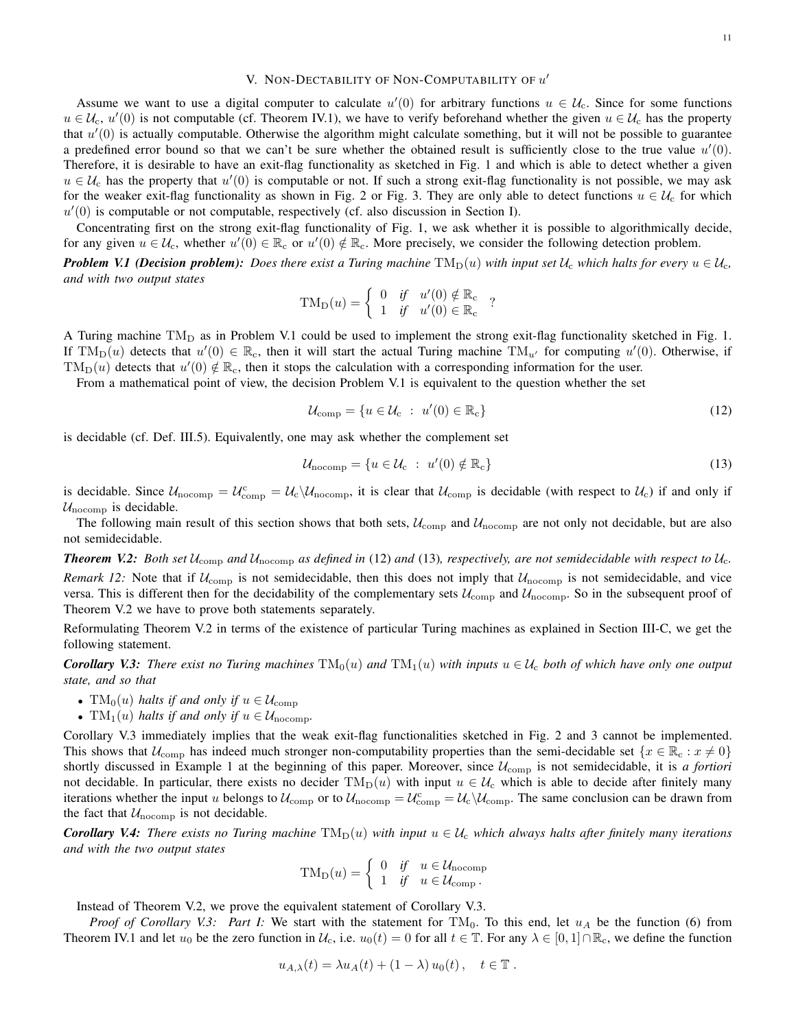## V. Non-Dectability of Non-Computability of $u'$

Assume we want to use a digital computer to calculate $u'(0)$ for arbitrary functions $u \in \mathcal{U}_{\mathrm{c}}$. Since for some functions $u \in \mathcal{U}_{\mathrm{c}}$, $u'(0)$ is not computable (cf. Theorem IV.1), we have to verify beforehand whether the given $u \in \mathcal{U}_{\mathrm{c}}$ has the property that $u'(0)$ is actually computable. Otherwise the algorithm might calculate something, but it will not be possible to guarantee a predefined error bound so that we can't be sure whether the obtained result is sufficiently close to the true value $u'(0)$. Therefore, it is desirable to have an exit-flag functionality as sketched in Fig. 1 and which is able to detect whether a given $u \in \mathcal{U}_{\mathrm{c}}$ has the property that $u'(0)$ is computable or not. If such a strong exit-flag functionality is not possible, we may ask for the weaker exit-flag functionality as shown in Fig. 2 or Fig. 3. They are only able to detect functions $u \in \mathcal{U}_{\mathrm{c}}$ for which $u'(0)$ is computable or not computable, respectively (cf. also discussion in Section I).

Concentrating first on the strong exit-flag functionality of Fig. 1, we ask whether it is possible to algorithmically decide, for any given $u \in \mathcal{U}_{\mathrm{c}}$, whether $u'(0) \in \mathbb{R}_{\mathrm{c}}$ or $u'(0) \notin \mathbb{R}_{\mathrm{c}}$. More precisely, we consider the following detection problem.

***Problem V.1 (Decision problem):*** *Does there exist a Turing machine $\mathrm{TM}_{\mathrm{D}}(u)$ with input set $\mathcal{U}_{\mathrm{c}}$ which halts for every $u \in \mathcal{U}_{\mathrm{c}}$, and with two output states*

$$\mathrm{TM}_{\mathrm{D}}(u) = \begin{cases} 0 & \text{if} \quad u'(0) \notin \mathbb{R}_{\mathrm{c}} \\ 1 & \text{if} \quad u'(0) \in \mathbb{R}_{\mathrm{c}} \end{cases} \quad ?$$

A Turing machine $\mathrm{TM}_{\mathrm{D}}$ as in Problem V.1 could be used to implement the strong exit-flag functionality sketched in Fig. 1. If $\mathrm{TM}_{\mathrm{D}}(u)$ detects that $u'(0) \in \mathbb{R}_{\mathrm{c}}$, then it will start the actual Turing machine $\mathrm{TM}_{u'}$ for computing $u'(0)$. Otherwise, if $\mathrm{TM}_{\mathrm{D}}(u)$ detects that $u'(0) \notin \mathbb{R}_{\mathrm{c}}$, then it stops the calculation with a corresponding information for the user.

From a mathematical point of view, the decision Problem V.1 is equivalent to the question whether the set

$$\mathcal{U}_{\mathrm{comp}} = \{u \in \mathcal{U}_{\mathrm{c}} \ : \ u'(0) \in \mathbb{R}_{\mathrm{c}}\} \tag{12}$$

is decidable (cf. Def. III.5). Equivalently, one may ask whether the complement set

$$\mathcal{U}_{\mathrm{nocomp}} = \{u \in \mathcal{U}_{\mathrm{c}} \ : \ u'(0) \notin \mathbb{R}_{\mathrm{c}}\} \tag{13}$$

is decidable. Since $\mathcal{U}_{\mathrm{nocomp}} = \mathcal{U}_{\mathrm{comp}}^{\mathrm{c}} = \mathcal{U}_{\mathrm{c}} \backslash \mathcal{U}_{\mathrm{nocomp}}$, it is clear that $\mathcal{U}_{\mathrm{comp}}$ is decidable (with respect to $\mathcal{U}_{\mathrm{c}}$) if and only if $\mathcal{U}_{\mathrm{nocomp}}$ is decidable.

The following main result of this section shows that both sets, $\mathcal{U}_{\mathrm{comp}}$ and $\mathcal{U}_{\mathrm{nocomp}}$ are not only not decidable, but are also not semidecidable.

***Theorem V.2:*** *Both set $\mathcal{U}_{\mathrm{comp}}$ and $\mathcal{U}_{\mathrm{nocomp}}$ as defined in* (12) *and* (13)*, respectively, are not semidecidable with respect to $\mathcal{U}_{\mathrm{c}}$.*

*Remark 12:* Note that if $\mathcal{U}_{\mathrm{comp}}$ is not semidecidable, then this does not imply that $\mathcal{U}_{\mathrm{nocomp}}$ is not semidecidable, and vice versa. This is different then for the decidability of the complementary sets $\mathcal{U}_{\mathrm{comp}}$ and $\mathcal{U}_{\mathrm{nocomp}}$. So in the subsequent proof of Theorem V.2 we have to prove both statements separately.

Reformulating Theorem V.2 in terms of the existence of particular Turing machines as explained in Section III-C, we get the following statement.

***Corollary V.3:*** *There exist no Turing machines $\mathrm{TM}_0(u)$ and $\mathrm{TM}_1(u)$ with inputs $u \in \mathcal{U}_{\mathrm{c}}$ both of which have only one output state, and so that*

- $\mathrm{TM}_0(u)$ *halts if and only if* $u \in \mathcal{U}_{\mathrm{comp}}$
- $\mathrm{TM}_1(u)$ *halts if and only if* $u \in \mathcal{U}_{\mathrm{nocomp}}$.

Corollary V.3 immediately implies that the weak exit-flag functionalities sketched in Fig. 2 and 3 cannot be implemented. This shows that $\mathcal{U}_{\mathrm{comp}}$ has indeed much stronger non-computability properties than the semi-decidable set $\{x \in \mathbb{R}_{\mathrm{c}} : x \neq 0\}$ shortly discussed in Example 1 at the beginning of this paper. Moreover, since $\mathcal{U}_{\mathrm{comp}}$ is not semidecidable, it is *a fortiori* not decidable. In particular, there exists no decider $\mathrm{TM}_{\mathrm{D}}(u)$ with input $u \in \mathcal{U}_{\mathrm{c}}$ which is able to decide after finitely many iterations whether the input $u$ belongs to $\mathcal{U}_{\mathrm{comp}}$ or to $\mathcal{U}_{\mathrm{nocomp}} = \mathcal{U}_{\mathrm{comp}}^{\mathrm{c}} = \mathcal{U}_{\mathrm{c}} \backslash \mathcal{U}_{\mathrm{comp}}$. The same conclusion can be drawn from the fact that $\mathcal{U}_{\mathrm{nocomp}}$ is not decidable.

***Corollary V.4:*** *There exists no Turing machine $\mathrm{TM}_{\mathrm{D}}(u)$ with input $u \in \mathcal{U}_{\mathrm{c}}$ which always halts after finitely many iterations and with the two output states*

$$\mathrm{TM}_{\mathrm{D}}(u) = \begin{cases} 0 & \text{if} \quad u \in \mathcal{U}_{\mathrm{nocomp}} \\ 1 & \text{if} \quad u \in \mathcal{U}_{\mathrm{comp}}\,. \end{cases}$$

Instead of Theorem V.2, we prove the equivalent statement of Corollary V.3.

*Proof of Corollary V.3: Part I:* We start with the statement for $\mathrm{TM}_0$. To this end, let $u_A$ be the function (6) from Theorem IV.1 and let $u_0$ be the zero function in $\mathcal{U}_{\mathrm{c}}$, i.e. $u_0(t) = 0$ for all $t \in \mathbb{T}$. For any $\lambda \in [0,1] \cap \mathbb{R}_{\mathrm{c}}$, we define the function

$$u_{A,\lambda}(t) = \lambda u_A(t) + (1-\lambda)\, u_0(t)\,, \quad t \in \mathbb{T}\,.$$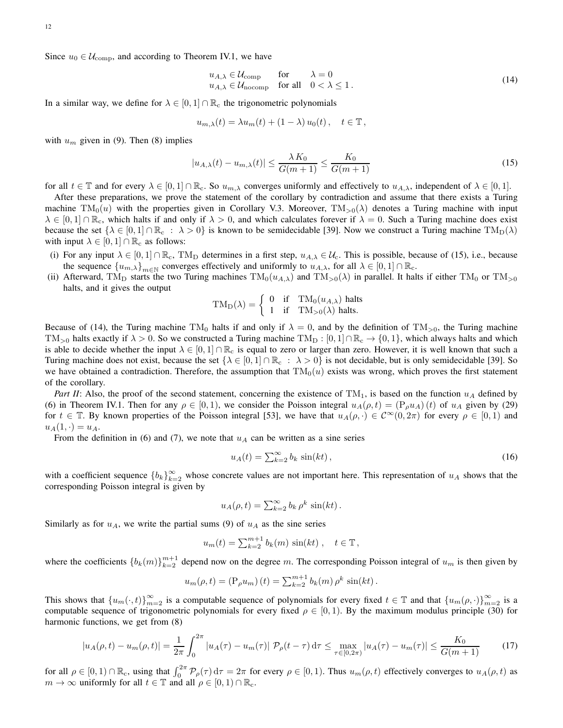Since $u_0 \in \mathcal{U}_{\mathrm{comp}}$, and according to Theorem IV.1, we have

$$
\begin{aligned}
u_{A,\lambda} &\in \mathcal{U}_{\mathrm{comp}} \quad &&\text{for} \quad \lambda = 0 \\
u_{A,\lambda} &\in \mathcal{U}_{\mathrm{nocomp}} \quad &&\text{for all} \quad 0 < \lambda \leq 1\,.
\end{aligned} \tag{14}
$$

In a similar way, we define for $\lambda \in [0,1] \cap \mathbb{R}_{\mathrm{c}}$ the trigonometric polynomials

$$
u_{m,\lambda}(t) = \lambda u_m(t) + (1-\lambda)\, u_0(t)\,, \quad t \in \mathbb{T}\,,
$$

with $u_m$ given in (9). Then (8) implies

$$
|u_{A,\lambda}(t) - u_{m,\lambda}(t)| \leq \frac{\lambda\, K_0}{G(m+1)} \leq \frac{K_0}{G(m+1)} \tag{15}
$$

for all $t \in \mathbb{T}$ and for every $\lambda \in [0,1] \cap \mathbb{R}_{\mathrm{c}}$. So $u_{m,\lambda}$ converges uniformly and effectively to $u_{A,\lambda}$, independent of $\lambda \in [0,1]$.

After these preparations, we prove the statement of the corollary by contradiction and assume that there exists a Turing machine $\mathrm{TM}_0(u)$ with the properties given in Corollary V.3. Moreover, $\mathrm{TM}_{>0}(\lambda)$ denotes a Turing machine with input $\lambda \in [0,1] \cap \mathbb{R}_{\mathrm{c}}$, which halts if and only if $\lambda > 0$, and which calculates forever if $\lambda = 0$. Such a Turing machine does exist because the set $\{\lambda \in [0,1] \cap \mathbb{R}_{\mathrm{c}} \;:\; \lambda > 0\}$ is known to be semidecidable [39]. Now we construct a Turing machine $\mathrm{TM}_{\mathrm{D}}(\lambda)$ with input $\lambda \in [0,1] \cap \mathbb{R}_{\mathrm{c}}$ as follows:

(i) For any input $\lambda \in [0,1] \cap \mathbb{R}_{\mathrm{c}}$, $\mathrm{TM}_{\mathrm{D}}$ determines in a first step, $u_{A,\lambda} \in \mathcal{U}_{\mathrm{c}}$. This is possible, because of (15), i.e., because the sequence $\{u_{m,\lambda}\}_{m\in\mathbb{N}}$ converges effectively and uniformly to $u_{A,\lambda}$, for all $\lambda \in [0,1] \cap \mathbb{R}_{\mathrm{c}}$.

(ii) Afterward, $\mathrm{TM}_{\mathrm{D}}$ starts the two Turing machines $\mathrm{TM}_0(u_{A,\lambda})$ and $\mathrm{TM}_{>0}(\lambda)$ in parallel. It halts if either $\mathrm{TM}_0$ or $\mathrm{TM}_{>0}$ halts, and it gives the output

$$
\mathrm{TM}_{\mathrm{D}}(\lambda) = \begin{cases} 0 & \text{if} \quad \mathrm{TM}_0(u_{A,\lambda}) \text{ halts} \\ 1 & \text{if} \quad \mathrm{TM}_{>0}(\lambda) \text{ halts.} \end{cases}
$$

Because of (14), the Turing machine $\mathrm{TM}_0$ halts if and only if $\lambda = 0$, and by the definition of $\mathrm{TM}_{>0}$, the Turing machine $\mathrm{TM}_{>0}$ halts exactly if $\lambda > 0$. So we constructed a Turing machine $\mathrm{TM}_{\mathrm{D}} : [0,1] \cap \mathbb{R}_{\mathrm{c}} \to \{0,1\}$, which always halts and which is able to decide whether the input $\lambda \in [0,1] \cap \mathbb{R}_{\mathrm{c}}$ is equal to zero or larger than zero. However, it is well known that such a Turing machine does not exist, because the set $\{\lambda \in [0,1] \cap \mathbb{R}_{\mathrm{c}} \;:\; \lambda > 0\}$ is not decidable, but is only semidecidable [39]. So we have obtained a contradiction. Therefore, the assumption that $\mathrm{TM}_0(u)$ exists was wrong, which proves the first statement of the corollary.

*Part II*: Also, the proof of the second statement, concerning the existence of $\mathrm{TM}_1$, is based on the function $u_A$ defined by (6) in Theorem IV.1. Then for any $\rho \in [0,1)$, we consider the Poisson integral $u_A(\rho,t) = (\mathrm{P}_\rho u_A)(t)$ of $u_A$ given by (29) for $t \in \mathbb{T}$. By known properties of the Poisson integral [53], we have that $u_A(\rho,\cdot) \in \mathcal{C}^\infty(0,2\pi)$ for every $\rho \in [0,1)$ and $u_A(1,\cdot) = u_A$.

From the definition in (6) and (7), we note that $u_A$ can be written as a sine series

$$
u_A(t) = \textstyle\sum_{k=2}^{\infty} b_k \, \sin(kt)\,, \tag{16}
$$

with a coefficient sequence $\{b_k\}_{k=2}^{\infty}$ whose concrete values are not important here. This representation of $u_A$ shows that the corresponding Poisson integral is given by

$$
u_A(\rho,t) = \textstyle\sum_{k=2}^{\infty} b_k \, \rho^k \, \sin(kt)\,.
$$

Similarly as for $u_A$, we write the partial sums (9) of $u_A$ as the sine series

$$
u_m(t) = \textstyle\sum_{k=2}^{m+1} b_k(m) \, \sin(kt)\,, \quad t \in \mathbb{T}\,,
$$

where the coefficients $\{b_k(m)\}_{k=2}^{m+1}$ depend now on the degree $m$. The corresponding Poisson integral of $u_m$ is then given by

$$
u_m(\rho,t) = (\mathrm{P}_\rho u_m)(t) = \textstyle\sum_{k=2}^{m+1} b_k(m)\, \rho^k \, \sin(kt)\,.
$$

This shows that $\{u_m(\cdot,t)\}_{m=2}^{\infty}$ is a computable sequence of polynomials for every fixed $t \in \mathbb{T}$ and that $\{u_m(\rho,\cdot)\}_{m=2}^{\infty}$ is a computable sequence of trigonometric polynomials for every fixed $\rho \in [0,1)$. By the maximum modulus principle (30) for harmonic functions, we get from (8)

$$
|u_A(\rho,t) - u_m(\rho,t)| = \frac{1}{2\pi}\int_0^{2\pi} |u_A(\tau) - u_m(\tau)| \; \mathcal{P}_\rho(t-\tau)\, \mathrm{d}\tau \leq \max_{\tau\in[0,2\pi)} |u_A(\tau) - u_m(\tau)| \leq \frac{K_0}{G(m+1)} \tag{17}
$$

for all $\rho \in [0,1) \cap \mathbb{R}_{\mathrm{c}}$, using that $\int_0^{2\pi} \mathcal{P}_\rho(\tau)\, \mathrm{d}\tau = 2\pi$ for every $\rho \in [0,1)$. Thus $u_m(\rho,t)$ effectively converges to $u_A(\rho,t)$ as $m \to \infty$ uniformly for all $t \in \mathbb{T}$ and all $\rho \in [0,1) \cap \mathbb{R}_{\mathrm{c}}$.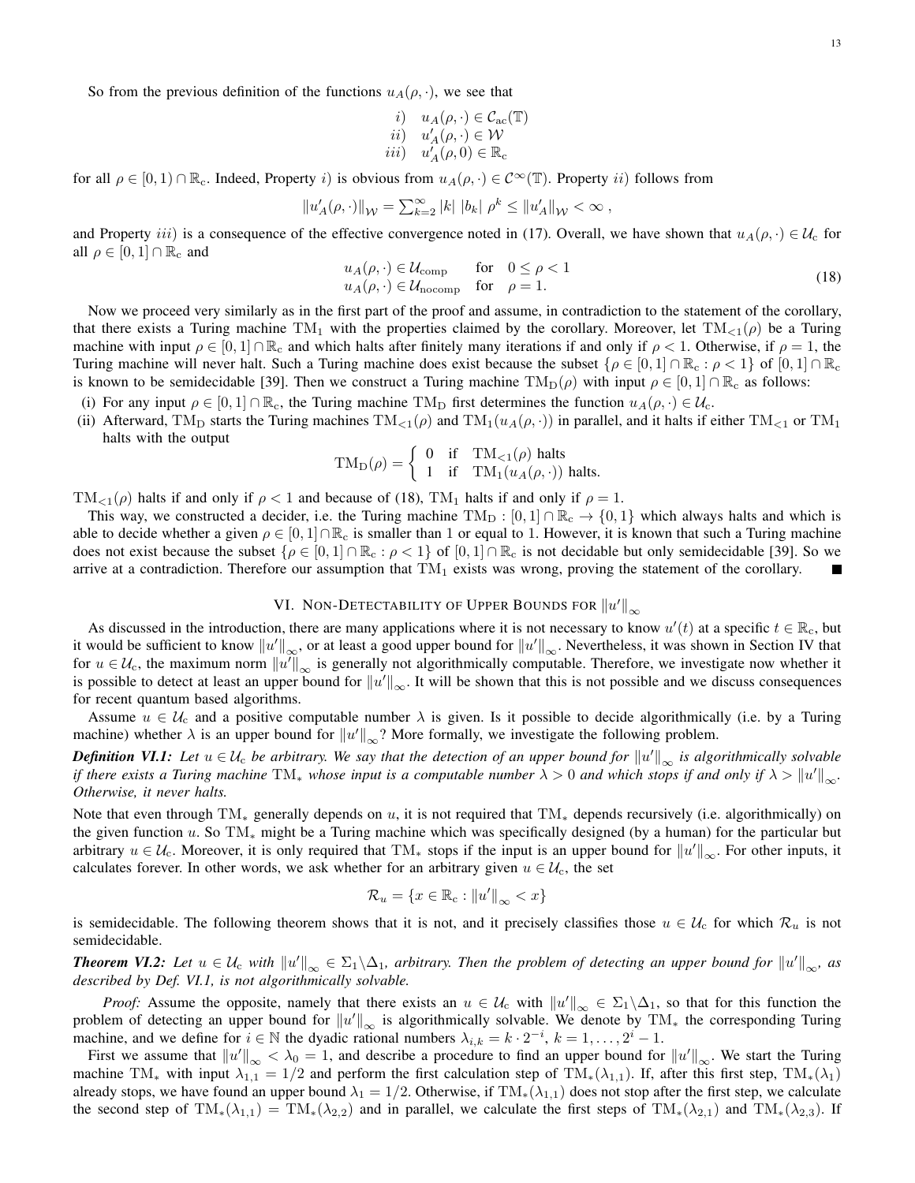So from the previous definition of the functions $u_A(\rho, \cdot)$, we see that

$$
\begin{aligned}
i) \quad & u_A(\rho, \cdot) \in \mathcal{C}_{\mathrm{ac}}(\mathbb{T}) \\
ii) \quad & u_A'(\rho, \cdot) \in \mathcal{W} \\
iii) \quad & u_A'(\rho, 0) \in \mathbb{R}_{\mathrm{c}}
\end{aligned}
$$

for all $\rho \in [0,1) \cap \mathbb{R}_{\mathrm{c}}$. Indeed, Property $i)$ is obvious from $u_A(\rho, \cdot) \in \mathcal{C}^\infty(\mathbb{T})$. Property $ii)$ follows from

$$
\|u_A'(\rho, \cdot)\|_{\mathcal{W}} = \textstyle\sum_{k=2}^{\infty} |k| \; |b_k| \; \rho^k \leq \|u_A'\|_{\mathcal{W}} < \infty \;,
$$

and Property $iii)$ is a consequence of the effective convergence noted in (17). Overall, we have shown that $u_A(\rho, \cdot) \in \mathcal{U}_{\mathrm{c}}$ for all $\rho \in [0,1] \cap \mathbb{R}_{\mathrm{c}}$ and

$$
\begin{aligned}
u_A(\rho, \cdot) \in \mathcal{U}_{\mathrm{comp}} \quad & \text{for} \quad 0 \leq \rho < 1 \\
u_A(\rho, \cdot) \in \mathcal{U}_{\mathrm{nocomp}} \quad & \text{for} \quad \rho = 1.
\end{aligned}
\tag{18}
$$

Now we proceed very similarly as in the first part of the proof and assume, in contradiction to the statement of the corollary, that there exists a Turing machine $\mathrm{TM}_1$ with the properties claimed by the corollary. Moreover, let $\mathrm{TM}_{<1}(\rho)$ be a Turing machine with input $\rho \in [0,1] \cap \mathbb{R}_{\mathrm{c}}$ and which halts after finitely many iterations if and only if $\rho < 1$. Otherwise, if $\rho = 1$, the Turing machine will never halt. Such a Turing machine does exist because the subset $\{\rho \in [0,1] \cap \mathbb{R}_{\mathrm{c}} : \rho < 1\}$ of $[0,1] \cap \mathbb{R}_{\mathrm{c}}$ is known to be semidecidable [39]. Then we construct a Turing machine $\mathrm{TM}_{\mathrm{D}}(\rho)$ with input $\rho \in [0,1] \cap \mathbb{R}_{\mathrm{c}}$ as follows:

(i) For any input $\rho \in [0,1] \cap \mathbb{R}_{\mathrm{c}}$, the Turing machine $\mathrm{TM}_{\mathrm{D}}$ first determines the function $u_A(\rho, \cdot) \in \mathcal{U}_{\mathrm{c}}$.

(ii) Afterward, $\mathrm{TM}_{\mathrm{D}}$ starts the Turing machines $\mathrm{TM}_{<1}(\rho)$ and $\mathrm{TM}_1(u_A(\rho, \cdot))$ in parallel, and it halts if either $\mathrm{TM}_{<1}$ or $\mathrm{TM}_1$ halts with the output

$$
\mathrm{TM}_{\mathrm{D}}(\rho) = \begin{cases} 0 & \text{if} \quad \mathrm{TM}_{<1}(\rho) \text{ halts} \\ 1 & \text{if} \quad \mathrm{TM}_1(u_A(\rho, \cdot)) \text{ halts.} \end{cases}
$$

$\mathrm{TM}_{<1}(\rho)$ halts if and only if $\rho < 1$ and because of (18), $\mathrm{TM}_1$ halts if and only if $\rho = 1$.

This way, we constructed a decider, i.e. the Turing machine $\mathrm{TM}_{\mathrm{D}} : [0,1] \cap \mathbb{R}_{\mathrm{c}} \to \{0,1\}$ which always halts and which is able to decide whether a given $\rho \in [0,1] \cap \mathbb{R}_{\mathrm{c}}$ is smaller than 1 or equal to 1. However, it is known that such a Turing machine does not exist because the subset $\{\rho \in [0,1] \cap \mathbb{R}_{\mathrm{c}} : \rho < 1\}$ of $[0,1] \cap \mathbb{R}_{\mathrm{c}}$ is not decidable but only semidecidable [39]. So we arrive at a contradiction. Therefore our assumption that $\mathrm{TM}_1$ exists was wrong, proving the statement of the corollary. ∎

## VI. Non-Detectability of Upper Bounds for $\|u'\|_\infty$

As discussed in the introduction, there are many applications where it is not necessary to know $u'(t)$ at a specific $t \in \mathbb{R}_{\mathrm{c}}$, but it would be sufficient to know $\|u'\|_\infty$, or at least a good upper bound for $\|u'\|_\infty$. Nevertheless, it was shown in Section IV that for $u \in \mathcal{U}_{\mathrm{c}}$, the maximum norm $\|u'\|_\infty$ is generally not algorithmically computable. Therefore, we investigate now whether it is possible to detect at least an upper bound for $\|u'\|_\infty$. It will be shown that this is not possible and we discuss consequences for recent quantum based algorithms.

Assume $u \in \mathcal{U}_{\mathrm{c}}$ and a positive computable number $\lambda$ is given. Is it possible to decide algorithmically (i.e. by a Turing machine) whether $\lambda$ is an upper bound for $\|u'\|_\infty$? More formally, we investigate the following problem.

***Definition VI.1:*** *Let $u \in \mathcal{U}_{\mathrm{c}}$ be arbitrary. We say that the detection of an upper bound for $\|u'\|_\infty$ is algorithmically solvable if there exists a Turing machine $\mathrm{TM}_*$ whose input is a computable number $\lambda > 0$ and which stops if and only if $\lambda > \|u'\|_\infty$. Otherwise, it never halts.*

Note that even through $\mathrm{TM}_*$ generally depends on $u$, it is not required that $\mathrm{TM}_*$ depends recursively (i.e. algorithmically) on the given function $u$. So $\mathrm{TM}_*$ might be a Turing machine which was specifically designed (by a human) for the particular but arbitrary $u \in \mathcal{U}_{\mathrm{c}}$. Moreover, it is only required that $\mathrm{TM}_*$ stops if the input is an upper bound for $\|u'\|_\infty$. For other inputs, it calculates forever. In other words, we ask whether for an arbitrary given $u \in \mathcal{U}_{\mathrm{c}}$, the set

$$
\mathcal{R}_u = \{x \in \mathbb{R}_{\mathrm{c}} : \|u'\|_\infty < x\}
$$

is semidecidable. The following theorem shows that it is not, and it precisely classifies those $u \in \mathcal{U}_{\mathrm{c}}$ for which $\mathcal{R}_u$ is not semidecidable.

***Theorem VI.2:*** *Let $u \in \mathcal{U}_{\mathrm{c}}$ with $\|u'\|_\infty \in \Sigma_1 \backslash \Delta_1$, arbitrary. Then the problem of detecting an upper bound for $\|u'\|_\infty$, as described by Def. VI.1, is not algorithmically solvable.*

*Proof:* Assume the opposite, namely that there exists an $u \in \mathcal{U}_{\mathrm{c}}$ with $\|u'\|_\infty \in \Sigma_1 \backslash \Delta_1$, so that for this function the problem of detecting an upper bound for $\|u'\|_\infty$ is algorithmically solvable. We denote by $\mathrm{TM}_*$ the corresponding Turing machine, and we define for $i \in \mathbb{N}$ the dyadic rational numbers $\lambda_{i,k} = k \cdot 2^{-i}$, $k = 1, \ldots, 2^i - 1$.

First we assume that $\|u'\|_\infty < \lambda_0 = 1$, and describe a procedure to find an upper bound for $\|u'\|_\infty$. We start the Turing machine $\mathrm{TM}_*$ with input $\lambda_{1,1} = 1/2$ and perform the first calculation step of $\mathrm{TM}_*(\lambda_{1,1})$. If, after this first step, $\mathrm{TM}_*(\lambda_1)$ already stops, we have found an upper bound $\lambda_1 = 1/2$. Otherwise, if $\mathrm{TM}_*(\lambda_{1,1})$ does not stop after the first step, we calculate the second step of $\mathrm{TM}_*(\lambda_{1,1}) = \mathrm{TM}_*(\lambda_{2,2})$ and in parallel, we calculate the first steps of $\mathrm{TM}_*(\lambda_{2,1})$ and $\mathrm{TM}_*(\lambda_{2,3})$. If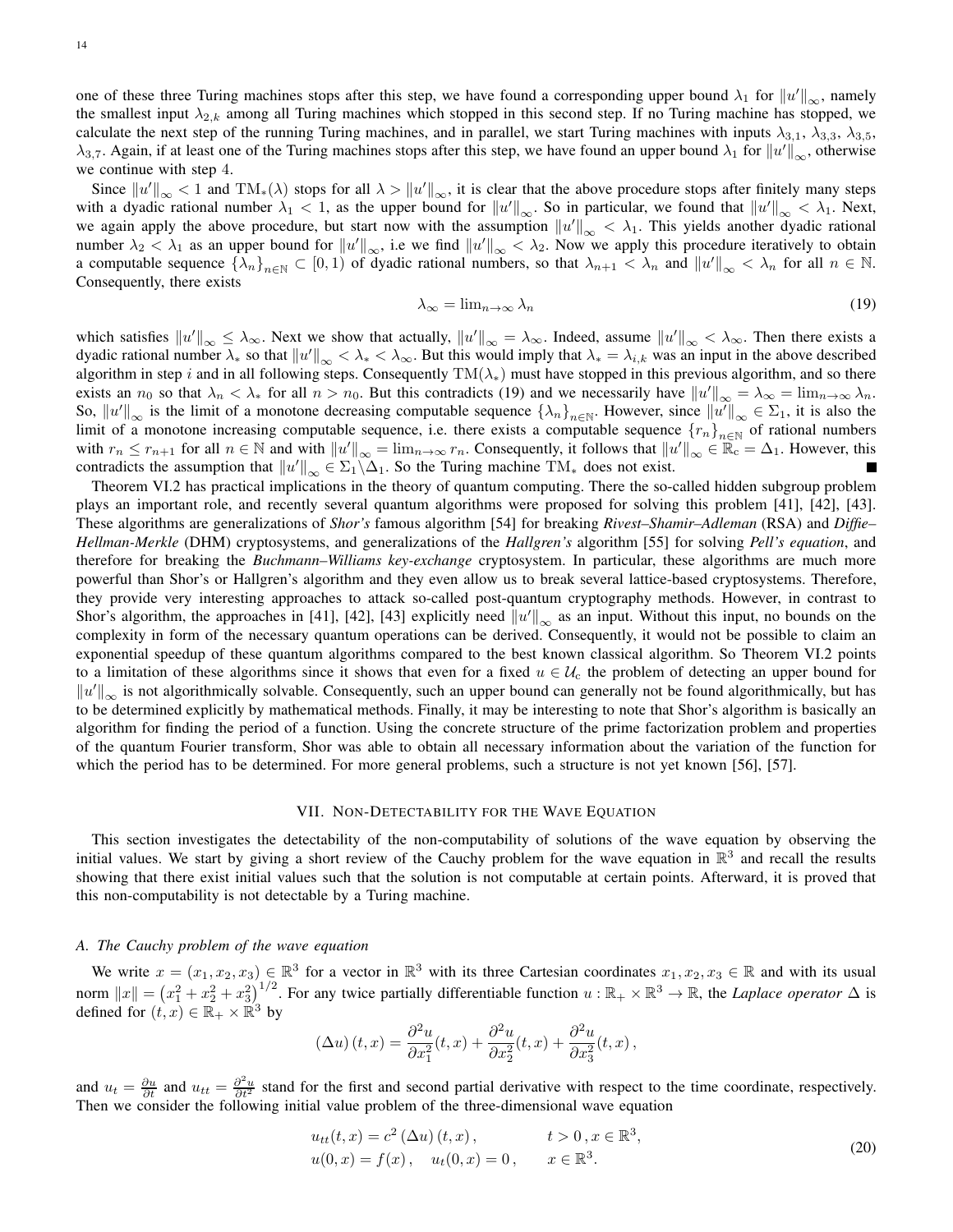one of these three Turing machines stops after this step, we have found a corresponding upper bound $\lambda_1$ for $\|u'\|_\infty$, namely the smallest input $\lambda_{2,k}$ among all Turing machines which stopped in this second step. If no Turing machine has stopped, we calculate the next step of the running Turing machines, and in parallel, we start Turing machines with inputs $\lambda_{3,1}$, $\lambda_{3,3}$, $\lambda_{3,5}$, $\lambda_{3,7}$. Again, if at least one of the Turing machines stops after this step, we have found an upper bound $\lambda_1$ for $\|u'\|_\infty$, otherwise we continue with step 4.

Since $\|u'\|_\infty < 1$ and $\mathrm{TM}_*(\lambda)$ stops for all $\lambda > \|u'\|_\infty$, it is clear that the above procedure stops after finitely many steps with a dyadic rational number $\lambda_1 < 1$, as the upper bound for $\|u'\|_\infty$. So in particular, we found that $\|u'\|_\infty < \lambda_1$. Next, we again apply the above procedure, but start now with the assumption $\|u'\|_\infty < \lambda_1$. This yields another dyadic rational number $\lambda_2 < \lambda_1$ as an upper bound for $\|u'\|_\infty$, i.e we find $\|u'\|_\infty < \lambda_2$. Now we apply this procedure iteratively to obtain a computable sequence $\{\lambda_n\}_{n\in\mathbb{N}} \subset [0,1)$ of dyadic rational numbers, so that $\lambda_{n+1} < \lambda_n$ and $\|u'\|_\infty < \lambda_n$ for all $n \in \mathbb{N}$. Consequently, there exists

$$\lambda_\infty = \lim_{n\to\infty} \lambda_n \tag{19}$$

which satisfies $\|u'\|_\infty \leq \lambda_\infty$. Next we show that actually, $\|u'\|_\infty = \lambda_\infty$. Indeed, assume $\|u'\|_\infty < \lambda_\infty$. Then there exists a dyadic rational number $\lambda_*$ so that $\|u'\|_\infty < \lambda_* < \lambda_\infty$. But this would imply that $\lambda_* = \lambda_{i,k}$ was an input in the above described algorithm in step $i$ and in all following steps. Consequently $\mathrm{TM}(\lambda_*)$ must have stopped in this previous algorithm, and so there exists an $n_0$ so that $\lambda_n < \lambda_*$ for all $n > n_0$. But this contradicts (19) and we necessarily have $\|u'\|_\infty = \lambda_\infty = \lim_{n\to\infty} \lambda_n$. So, $\|u'\|_\infty$ is the limit of a monotone decreasing computable sequence $\{\lambda_n\}_{n\in\mathbb{N}}$. However, since $\|u'\|_\infty \in \Sigma_1$, it is also the limit of a monotone increasing computable sequence, i.e. there exists a computable sequence $\{r_n\}_{n\in\mathbb{N}}$ of rational numbers with $r_n \leq r_{n+1}$ for all $n \in \mathbb{N}$ and with $\|u'\|_\infty = \lim_{n\to\infty} r_n$. Consequently, it follows that $\|u'\|_\infty \in \mathbb{R}_\mathrm{c} = \Delta_1$. However, this contradicts the assumption that $\|u'\|_\infty \in \Sigma_1 \backslash \Delta_1$. So the Turing machine $\mathrm{TM}_*$ does not exist. ∎

Theorem VI.2 has practical implications in the theory of quantum computing. There the so-called hidden subgroup problem plays an important role, and recently several quantum algorithms were proposed for solving this problem [41], [42], [43]. These algorithms are generalizations of *Shor's* famous algorithm [54] for breaking *Rivest–Shamir–Adleman* (RSA) and *Diffie–Hellman-Merkle* (DHM) cryptosystems, and generalizations of the *Hallgren's* algorithm [55] for solving *Pell's equation*, and therefore for breaking the *Buchmann–Williams key-exchange* cryptosystem. In particular, these algorithms are much more powerful than Shor's or Hallgren's algorithm and they even allow us to break several lattice-based cryptosystems. Therefore, they provide very interesting approaches to attack so-called post-quantum cryptography methods. However, in contrast to Shor's algorithm, the approaches in [41], [42], [43] explicitly need $\|u'\|_\infty$ as an input. Without this input, no bounds on the complexity in form of the necessary quantum operations can be derived. Consequently, it would not be possible to claim an exponential speedup of these quantum algorithms compared to the best known classical algorithm. So Theorem VI.2 points to a limitation of these algorithms since it shows that even for a fixed $u \in \mathcal{U}_\mathrm{c}$ the problem of detecting an upper bound for $\|u'\|_\infty$ is not algorithmically solvable. Consequently, such an upper bound can generally not be found algorithmically, but has to be determined explicitly by mathematical methods. Finally, it may be interesting to note that Shor's algorithm is basically an algorithm for finding the period of a function. Using the concrete structure of the prime factorization problem and properties of the quantum Fourier transform, Shor was able to obtain all necessary information about the variation of the function for which the period has to be determined. For more general problems, such a structure is not yet known [56], [57].

## VII. Non-Detectability for the Wave Equation

This section investigates the detectability of the non-computability of solutions of the wave equation by observing the initial values. We start by giving a short review of the Cauchy problem for the wave equation in $\mathbb{R}^3$ and recall the results showing that there exist initial values such that the solution is not computable at certain points. Afterward, it is proved that this non-computability is not detectable by a Turing machine.

### A. The Cauchy problem of the wave equation

We write $x = (x_1, x_2, x_3) \in \mathbb{R}^3$ for a vector in $\mathbb{R}^3$ with its three Cartesian coordinates $x_1, x_2, x_3 \in \mathbb{R}$ and with its usual norm $\|x\| = \left(x_1^2 + x_2^2 + x_3^2\right)^{1/2}$. For any twice partially differentiable function $u : \mathbb{R}_+ \times \mathbb{R}^3 \to \mathbb{R}$, the *Laplace operator* $\Delta$ is defined for $(t,x) \in \mathbb{R}_+ \times \mathbb{R}^3$ by

$$(\Delta u)(t,x) = \frac{\partial^2 u}{\partial x_1^2}(t,x) + \frac{\partial^2 u}{\partial x_2^2}(t,x) + \frac{\partial^2 u}{\partial x_3^2}(t,x)\,,$$

and $u_t = \frac{\partial u}{\partial t}$ and $u_{tt} = \frac{\partial^2 u}{\partial t^2}$ stand for the first and second partial derivative with respect to the time coordinate, respectively. Then we consider the following initial value problem of the three-dimensional wave equation

$$\begin{aligned} u_{tt}(t,x) &= c^2\,(\Delta u)(t,x)\,, & t > 0\,, x \in \mathbb{R}^3, \\ u(0,x) &= f(x)\,, \quad u_t(0,x) = 0\,, & x \in \mathbb{R}^3. \end{aligned} \tag{20}$$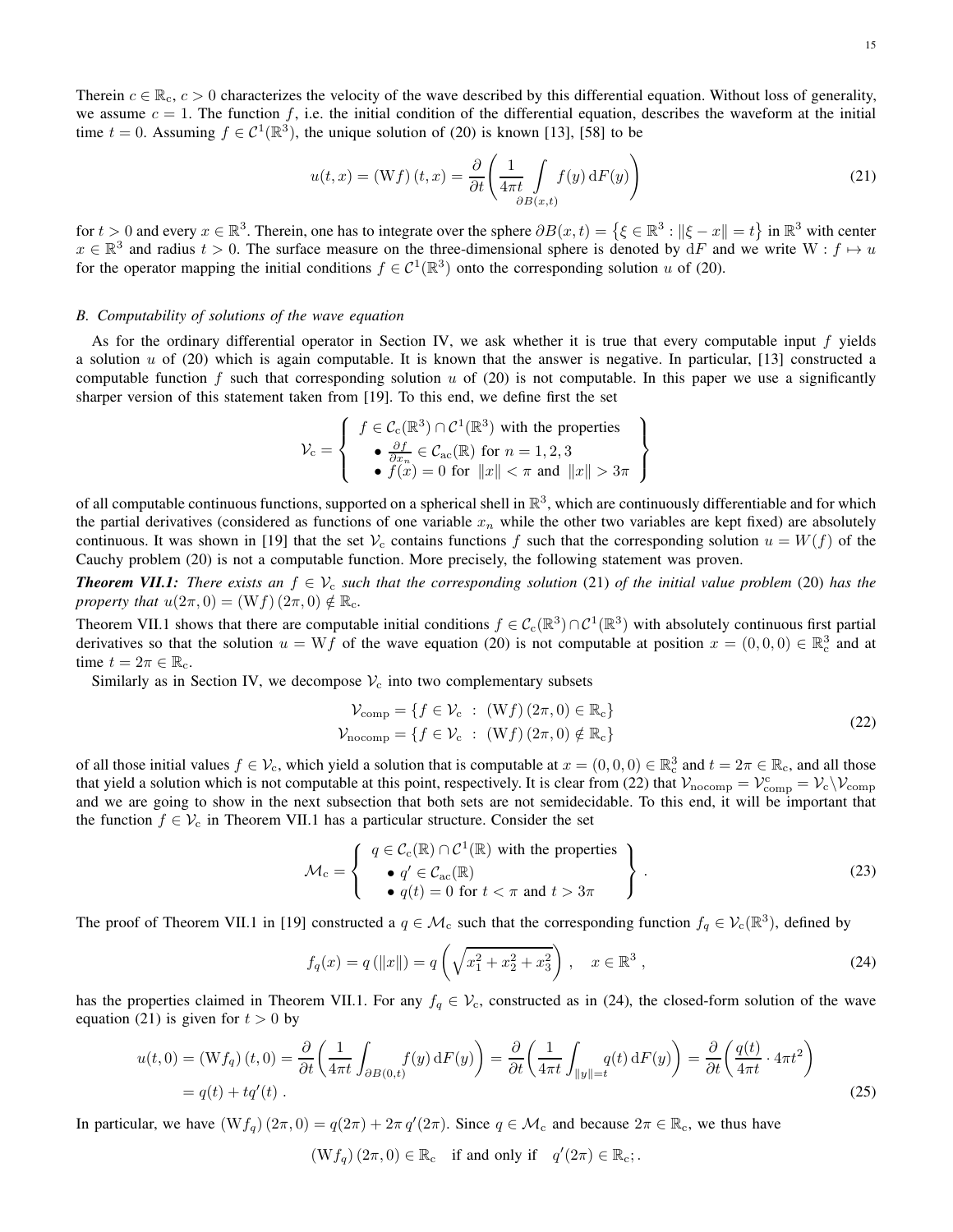Therein $c \in \mathbb{R}_c$, $c > 0$ characterizes the velocity of the wave described by this differential equation. Without loss of generality, we assume $c = 1$. The function $f$, i.e. the initial condition of the differential equation, describes the waveform at the initial time $t = 0$. Assuming $f \in \mathcal{C}^1(\mathbb{R}^3)$, the unique solution of (20) is known [13], [58] to be

$$u(t,x) = (\mathrm{W}f)(t,x) = \frac{\partial}{\partial t}\left( \frac{1}{4\pi t} \int\limits_{\partial B(x,t)} f(y)\,\mathrm{d}F(y) \right) \tag{21}$$

for $t > 0$ and every $x \in \mathbb{R}^3$. Therein, one has to integrate over the sphere $\partial B(x,t) = \left\{ \xi \in \mathbb{R}^3 : \|\xi - x\| = t \right\}$ in $\mathbb{R}^3$ with center $x \in \mathbb{R}^3$ and radius $t > 0$. The surface measure on the three-dimensional sphere is denoted by $\mathrm{d}F$ and we write $\mathrm{W} : f \mapsto u$ for the operator mapping the initial conditions $f \in \mathcal{C}^1(\mathbb{R}^3)$ onto the corresponding solution $u$ of (20).

### B. Computability of solutions of the wave equation

As for the ordinary differential operator in Section IV, we ask whether it is true that every computable input $f$ yields a solution $u$ of (20) which is again computable. It is known that the answer is negative. In particular, [13] constructed a computable function $f$ such that corresponding solution $u$ of (20) is not computable. In this paper we use a significantly sharper version of this statement taken from [19]. To this end, we define first the set

$$\mathcal{V}_c = \left\{ \begin{array}{l} f \in \mathcal{C}_c(\mathbb{R}^3) \cap \mathcal{C}^1(\mathbb{R}^3) \text{ with the properties} \\ \quad \bullet\ \frac{\partial f}{\partial x_n} \in \mathcal{C}_{ac}(\mathbb{R}) \text{ for } n = 1,2,3 \\ \quad \bullet\ f(x) = 0 \text{ for } \|x\| < \pi \text{ and } \|x\| > 3\pi \end{array} \right\}$$

of all computable continuous functions, supported on a spherical shell in $\mathbb{R}^3$, which are continuously differentiable and for which the partial derivatives (considered as functions of one variable $x_n$ while the other two variables are kept fixed) are absolutely continuous. It was shown in [19] that the set $\mathcal{V}_c$ contains functions $f$ such that the corresponding solution $u = W(f)$ of the Cauchy problem (20) is not a computable function. More precisely, the following statement was proven.

***Theorem VII.1:*** *There exists an $f \in \mathcal{V}_c$ such that the corresponding solution* (21) *of the initial value problem* (20) *has the property that $u(2\pi, 0) = (\mathrm{W}f)(2\pi, 0) \notin \mathbb{R}_c$.*

Theorem VII.1 shows that there are computable initial conditions $f \in \mathcal{C}_c(\mathbb{R}^3) \cap \mathcal{C}^1(\mathbb{R}^3)$ with absolutely continuous first partial derivatives so that the solution $u = \mathrm{W}f$ of the wave equation (20) is not computable at position $x = (0,0,0) \in \mathbb{R}_c^3$ and at time $t = 2\pi \in \mathbb{R}_c$.

Similarly as in Section IV, we decompose $\mathcal{V}_c$ into two complementary subsets

$$\begin{aligned} \mathcal{V}_{\mathrm{comp}} &= \{ f \in \mathcal{V}_c \ : \ (\mathrm{W}f)(2\pi, 0) \in \mathbb{R}_c \} \\ \mathcal{V}_{\mathrm{nocomp}} &= \{ f \in \mathcal{V}_c \ : \ (\mathrm{W}f)(2\pi, 0) \notin \mathbb{R}_c \} \end{aligned} \tag{22}$$

of all those initial values $f \in \mathcal{V}_c$, which yield a solution that is computable at $x = (0,0,0) \in \mathbb{R}_c^3$ and $t = 2\pi \in \mathbb{R}_c$, and all those that yield a solution which is not computable at this point, respectively. It is clear from (22) that $\mathcal{V}_{\mathrm{nocomp}} = \mathcal{V}_{\mathrm{comp}}^c = \mathcal{V}_c \backslash \mathcal{V}_{\mathrm{comp}}$ and we are going to show in the next subsection that both sets are not semidecidable. To this end, it will be important that the function $f \in \mathcal{V}_c$ in Theorem VII.1 has a particular structure. Consider the set

$$\mathcal{M}_c = \left\{ \begin{array}{l} q \in \mathcal{C}_c(\mathbb{R}) \cap \mathcal{C}^1(\mathbb{R}) \text{ with the properties} \\ \quad \bullet\ q' \in \mathcal{C}_{ac}(\mathbb{R}) \\ \quad \bullet\ q(t) = 0 \text{ for } t < \pi \text{ and } t > 3\pi \end{array} \right\}. \tag{23}$$

The proof of Theorem VII.1 in [19] constructed a $q \in \mathcal{M}_c$ such that the corresponding function $f_q \in \mathcal{V}_c(\mathbb{R}^3)$, defined by

$$f_q(x) = q(\|x\|) = q\left( \sqrt{x_1^2 + x_2^2 + x_3^2} \right), \quad x \in \mathbb{R}^3, \tag{24}$$

has the properties claimed in Theorem VII.1. For any $f_q \in \mathcal{V}_c$, constructed as in (24), the closed-form solution of the wave equation (21) is given for $t > 0$ by

$$\begin{aligned} u(t,0) = (\mathrm{W}f_q)(t,0) &= \frac{\partial}{\partial t}\left( \frac{1}{4\pi t} \int_{\partial B(0,t)} f(y)\,\mathrm{d}F(y) \right) = \frac{\partial}{\partial t}\left( \frac{1}{4\pi t} \int_{\|y\|=t} q(t)\,\mathrm{d}F(y) \right) = \frac{\partial}{\partial t}\left( \frac{q(t)}{4\pi t} \cdot 4\pi t^2 \right) \\ &= q(t) + t q'(t). \end{aligned} \tag{25}$$

In particular, we have $(\mathrm{W}f_q)(2\pi, 0) = q(2\pi) + 2\pi\, q'(2\pi)$. Since $q \in \mathcal{M}_c$ and because $2\pi \in \mathbb{R}_c$, we thus have

$$(\mathrm{W}f_q)(2\pi, 0) \in \mathbb{R}_c \quad \text{if and only if} \quad q'(2\pi) \in \mathbb{R}_c;.$$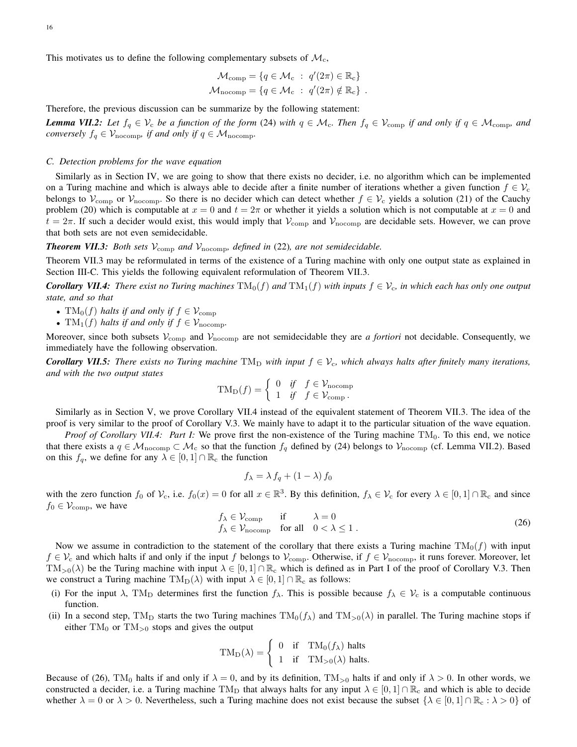This motivates us to define the following complementary subsets of $\mathcal{M}_{\mathrm{c}}$,

$$\begin{aligned}\mathcal{M}_{\mathrm{comp}} &= \{q \in \mathcal{M}_{\mathrm{c}} \ : \ q'(2\pi) \in \mathbb{R}_{\mathrm{c}}\}\\ \mathcal{M}_{\mathrm{nocomp}} &= \{q \in \mathcal{M}_{\mathrm{c}} \ : \ q'(2\pi) \notin \mathbb{R}_{\mathrm{c}}\} \ .\end{aligned}$$

Therefore, the previous discussion can be summarize by the following statement:

***Lemma VII.2:*** *Let $f_q \in \mathcal{V}_{\mathrm{c}}$ be a function of the form* (24) *with $q \in \mathcal{M}_{\mathrm{c}}$. Then $f_q \in \mathcal{V}_{\mathrm{comp}}$ if and only if $q \in \mathcal{M}_{\mathrm{comp}}$, and conversely $f_q \in \mathcal{V}_{\mathrm{nocomp}}$, if and only if $q \in \mathcal{M}_{\mathrm{nocomp}}$.*

### C. Detection problems for the wave equation

Similarly as in Section IV, we are going to show that there exists no decider, i.e. no algorithm which can be implemented on a Turing machine and which is always able to decide after a finite number of iterations whether a given function $f \in \mathcal{V}_{\mathrm{c}}$ belongs to $\mathcal{V}_{\mathrm{comp}}$ or $\mathcal{V}_{\mathrm{nocomp}}$. So there is no decider which can detect whether $f \in \mathcal{V}_{\mathrm{c}}$ yields a solution (21) of the Cauchy problem (20) which is computable at $x = 0$ and $t = 2\pi$ or whether it yields a solution which is not computable at $x = 0$ and $t = 2\pi$. If such a decider would exist, this would imply that $\mathcal{V}_{\mathrm{comp}}$ and $\mathcal{V}_{\mathrm{nocomp}}$ are decidable sets. However, we can prove that both sets are not even semidecidable.

***Theorem VII.3:*** *Both sets $\mathcal{V}_{\mathrm{comp}}$ and $\mathcal{V}_{\mathrm{nocomp}}$, defined in* (22)*, are not semidecidable.*

Theorem VII.3 may be reformulated in terms of the existence of a Turing machine with only one output state as explained in Section III-C. This yields the following equivalent reformulation of Theorem VII.3.

***Corollary VII.4:*** *There exist no Turing machines $\mathrm{TM}_0(f)$ and $\mathrm{TM}_1(f)$ with inputs $f \in \mathcal{V}_{\mathrm{c}}$, in which each has only one output state, and so that*

- *$\mathrm{TM}_0(f)$ halts if and only if $f \in \mathcal{V}_{\mathrm{comp}}$*
- *$\mathrm{TM}_1(f)$ halts if and only if $f \in \mathcal{V}_{\mathrm{nocomp}}$.*

Moreover, since both subsets $\mathcal{V}_{\mathrm{comp}}$ and $\mathcal{V}_{\mathrm{nocomp}}$ are not semidecidable they are *a fortiori* not decidable. Consequently, we immediately have the following observation.

***Corollary VII.5:*** *There exists no Turing machine $\mathrm{TM}_{\mathrm{D}}$ with input $f \in \mathcal{V}_{\mathrm{c}}$, which always halts after finitely many iterations, and with the two output states*

$$\mathrm{TM}_{\mathrm{D}}(f) = \begin{cases} 0 & \text{if} \quad f \in \mathcal{V}_{\mathrm{nocomp}} \\ 1 & \text{if} \quad f \in \mathcal{V}_{\mathrm{comp}}\,. \end{cases}$$

Similarly as in Section V, we prove Corollary VII.4 instead of the equivalent statement of Theorem VII.3. The idea of the proof is very similar to the proof of Corollary V.3. We mainly have to adapt it to the particular situation of the wave equation.

*Proof of Corollary VII.4: Part I:* We prove first the non-existence of the Turing machine $\mathrm{TM}_0$. To this end, we notice that there exists a $q \in \mathcal{M}_{\mathrm{nocomp}} \subset \mathcal{M}_{\mathrm{c}}$ so that the function $f_q$ defined by (24) belongs to $\mathcal{V}_{\mathrm{nocomp}}$ (cf. Lemma VII.2). Based on this $f_q$, we define for any $\lambda \in [0,1] \cap \mathbb{R}_{\mathrm{c}}$ the function

$$f_\lambda = \lambda\, f_q + (1-\lambda)\, f_0$$

with the zero function $f_0$ of $\mathcal{V}_{\mathrm{c}}$, i.e. $f_0(x) = 0$ for all $x \in \mathbb{R}^3$. By this definition, $f_\lambda \in \mathcal{V}_{\mathrm{c}}$ for every $\lambda \in [0,1] \cap \mathbb{R}_{\mathrm{c}}$ and since $f_0 \in \mathcal{V}_{\mathrm{comp}}$, we have

$$\begin{array}{lll} f_\lambda \in \mathcal{V}_{\mathrm{comp}} & \text{if} & \lambda = 0 \\ f_\lambda \in \mathcal{V}_{\mathrm{nocomp}} & \text{for all} & 0 < \lambda \leq 1\,. \end{array} \tag{26}$$

Now we assume in contradiction to the statement of the corollary that there exists a Turing machine $\mathrm{TM}_0(f)$ with input $f \in \mathcal{V}_{\mathrm{c}}$ and which halts if and only if the input $f$ belongs to $\mathcal{V}_{\mathrm{comp}}$. Otherwise, if $f \in \mathcal{V}_{\mathrm{nocomp}}$, it runs forever. Moreover, let $\mathrm{TM}_{>0}(\lambda)$ be the Turing machine with input $\lambda \in [0,1] \cap \mathbb{R}_{\mathrm{c}}$ which is defined as in Part I of the proof of Corollary V.3. Then we construct a Turing machine $\mathrm{TM}_{\mathrm{D}}(\lambda)$ with input $\lambda \in [0,1] \cap \mathbb{R}_{\mathrm{c}}$ as follows:

(i) For the input $\lambda$, $\mathrm{TM}_{\mathrm{D}}$ determines first the function $f_\lambda$. This is possible because $f_\lambda \in \mathcal{V}_{\mathrm{c}}$ is a computable continuous function.

(ii) In a second step, $\mathrm{TM}_{\mathrm{D}}$ starts the two Turing machines $\mathrm{TM}_0(f_\lambda)$ and $\mathrm{TM}_{>0}(\lambda)$ in parallel. The Turing machine stops if either $\mathrm{TM}_0$ or $\mathrm{TM}_{>0}$ stops and gives the output

$$\mathrm{TM}_{\mathrm{D}}(\lambda) = \begin{cases} 0 & \text{if} \quad \mathrm{TM}_0(f_\lambda) \text{ halts} \\ 1 & \text{if} \quad \mathrm{TM}_{>0}(\lambda) \text{ halts.} \end{cases}$$

Because of (26), $\mathrm{TM}_0$ halts if and only if $\lambda = 0$, and by its definition, $\mathrm{TM}_{>0}$ halts if and only if $\lambda > 0$. In other words, we constructed a decider, i.e. a Turing machine $\mathrm{TM}_{\mathrm{D}}$ that always halts for any input $\lambda \in [0,1] \cap \mathbb{R}_{\mathrm{c}}$ and which is able to decide whether $\lambda = 0$ or $\lambda > 0$. Nevertheless, such a Turing machine does not exist because the subset $\{\lambda \in [0,1] \cap \mathbb{R}_{\mathrm{c}} : \lambda > 0\}$ of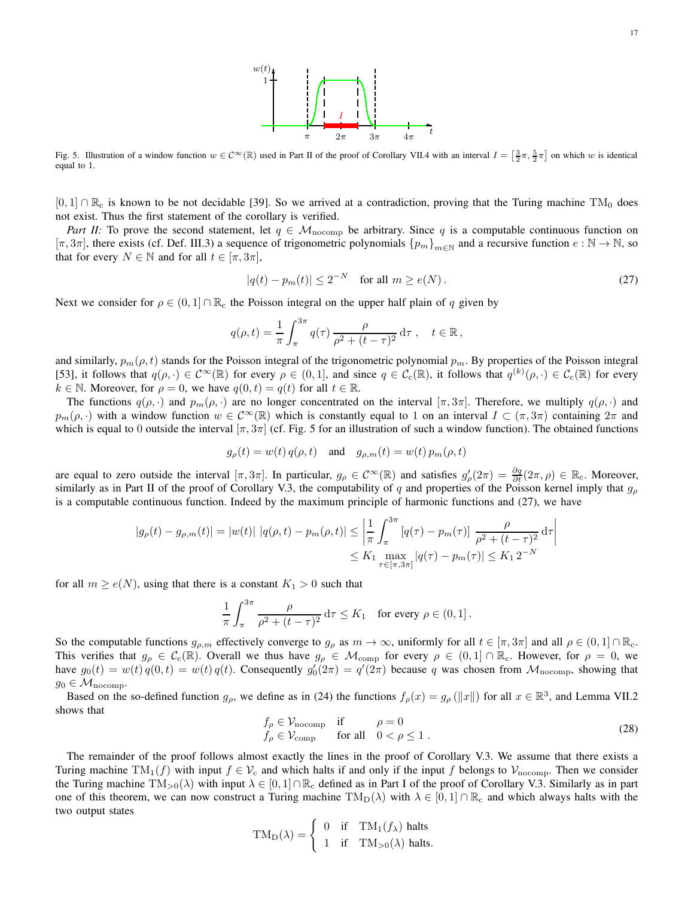Fig. 5. Illustration of a window function $w \in \mathcal{C}^\infty(\mathbb{R})$ used in Part II of the proof of Corollary VII.4 with an interval $I = \left[\frac{3}{2}\pi, \frac{5}{2}\pi\right]$ on which $w$ is identical equal to 1.

$[0,1] \cap \mathbb{R}_c$ is known to be not decidable [39]. So we arrived at a contradiction, proving that the Turing machine $\mathrm{TM}_0$ does not exist. Thus the first statement of the corollary is verified.

*Part II:* To prove the second statement, let $q \in \mathcal{M}_{\mathrm{nocomp}}$ be arbitrary. Since $q$ is a computable continuous function on $[\pi, 3\pi]$, there exists (cf. Def. III.3) a sequence of trigonometric polynomials $\{p_m\}_{m\in\mathbb{N}}$ and a recursive function $e : \mathbb{N} \to \mathbb{N}$, so that for every $N \in \mathbb{N}$ and for all $t \in [\pi, 3\pi]$,

$$|q(t) - p_m(t)| \leq 2^{-N} \quad \text{for all } m \geq e(N)\,. \tag{27}$$

Next we consider for $\rho \in (0,1] \cap \mathbb{R}_c$ the Poisson integral on the upper half plain of $q$ given by

$$q(\rho, t) = \frac{1}{\pi} \int_\pi^{3\pi} q(\tau)\, \frac{\rho}{\rho^2 + (t-\tau)^2}\, \mathrm{d}\tau\,, \quad t \in \mathbb{R}\,,$$

and similarly, $p_m(\rho, t)$ stands for the Poisson integral of the trigonometric polynomial $p_m$. By properties of the Poisson integral [53], it follows that $q(\rho,\cdot) \in \mathcal{C}^\infty(\mathbb{R})$ for every $\rho \in (0,1]$, and since $q \in \mathcal{C}_c(\mathbb{R})$, it follows that $q^{(k)}(\rho,\cdot) \in \mathcal{C}_c(\mathbb{R})$ for every $k \in \mathbb{N}$. Moreover, for $\rho = 0$, we have $q(0,t) = q(t)$ for all $t \in \mathbb{R}$.

The functions $q(\rho,\cdot)$ and $p_m(\rho,\cdot)$ are no longer concentrated on the interval $[\pi, 3\pi]$. Therefore, we multiply $q(\rho,\cdot)$ and $p_m(\rho,\cdot)$ with a window function $w \in \mathcal{C}^\infty(\mathbb{R})$ which is constantly equal to 1 on an interval $I \subset (\pi, 3\pi)$ containing $2\pi$ and which is equal to 0 outside the interval $[\pi, 3\pi]$ (cf. Fig. 5 for an illustration of such a window function). The obtained functions

$$g_\rho(t) = w(t)\, q(\rho, t) \quad \text{and} \quad g_{\rho,m}(t) = w(t)\, p_m(\rho, t)$$

are equal to zero outside the interval $[\pi, 3\pi]$. In particular, $g_\rho \in \mathcal{C}^\infty(\mathbb{R})$ and satisfies $g'_\rho(2\pi) = \frac{\partial q}{\partial t}(2\pi, \rho) \in \mathbb{R}_c$. Moreover, similarly as in Part II of the proof of Corollary V.3, the computability of $q$ and properties of the Poisson kernel imply that $g_\rho$ is a computable continuous function. Indeed by the maximum principle of harmonic functions and (27), we have

$$\begin{aligned}
|g_\rho(t) - g_{\rho,m}(t)| = |w(t)|\; |q(\rho,t) - p_m(\rho,t)| &\leq \left| \frac{1}{\pi} \int_\pi^{3\pi} \left[q(\tau) - p_m(\tau)\right]\, \frac{\rho}{\rho^2 + (t-\tau)^2}\, \mathrm{d}\tau \right| \\
&\leq K_1 \max_{\tau \in [\pi,3\pi]} |q(\tau) - p_m(\tau)| \leq K_1\, 2^{-N}
\end{aligned}$$

for all $m \geq e(N)$, using that there is a constant $K_1 > 0$ such that

$$\frac{1}{\pi} \int_\pi^{3\pi} \frac{\rho}{\rho^2 + (t-\tau)^2}\, \mathrm{d}\tau \leq K_1 \quad \text{for every } \rho \in (0,1]\,.$$

So the computable functions $g_{\rho,m}$ effectively converge to $g_\rho$ as $m \to \infty$, uniformly for all $t \in [\pi, 3\pi]$ and all $\rho \in (0,1] \cap \mathbb{R}_c$. This verifies that $g_\rho \in \mathcal{C}_c(\mathbb{R})$. Overall we thus have $g_\rho \in \mathcal{M}_{\mathrm{comp}}$ for every $\rho \in (0,1] \cap \mathbb{R}_c$. However, for $\rho = 0$, we have $g_0(t) = w(t)\, q(0,t) = w(t)\, q(t)$. Consequently $g'_0(2\pi) = q'(2\pi)$ because $q$ was chosen from $\mathcal{M}_{\mathrm{nocomp}}$, showing that $g_0 \in \mathcal{M}_{\mathrm{nocomp}}$.

Based on the so-defined function $g_\rho$, we define as in (24) the functions $f_\rho(x) = g_\rho(\|x\|)$ for all $x \in \mathbb{R}^3$, and Lemma VII.2 shows that

$$\begin{array}{lll} f_\rho \in \mathcal{V}_{\mathrm{nocomp}} & \text{if} & \rho = 0 \\ f_\rho \in \mathcal{V}_{\mathrm{comp}} & \text{for all} & 0 < \rho \leq 1\,. \end{array} \tag{28}$$

The remainder of the proof follows almost exactly the lines in the proof of Corollary V.3. We assume that there exists a Turing machine $\mathrm{TM}_1(f)$ with input $f \in \mathcal{V}_c$ and which halts if and only if the input $f$ belongs to $\mathcal{V}_{\mathrm{nocomp}}$. Then we consider the Turing machine $\mathrm{TM}_{>0}(\lambda)$ with input $\lambda \in [0,1] \cap \mathbb{R}_c$ defined as in Part I of the proof of Corollary V.3. Similarly as in part one of this theorem, we can now construct a Turing machine $\mathrm{TM}_{\mathrm{D}}(\lambda)$ with $\lambda \in [0,1] \cap \mathbb{R}_c$ and which always halts with the two output states

$$\mathrm{TM}_{\mathrm{D}}(\lambda) = \begin{cases} 0 & \text{if} \quad \mathrm{TM}_1(f_\lambda) \text{ halts} \\ 1 & \text{if} \quad \mathrm{TM}_{>0}(\lambda) \text{ halts.} \end{cases}$$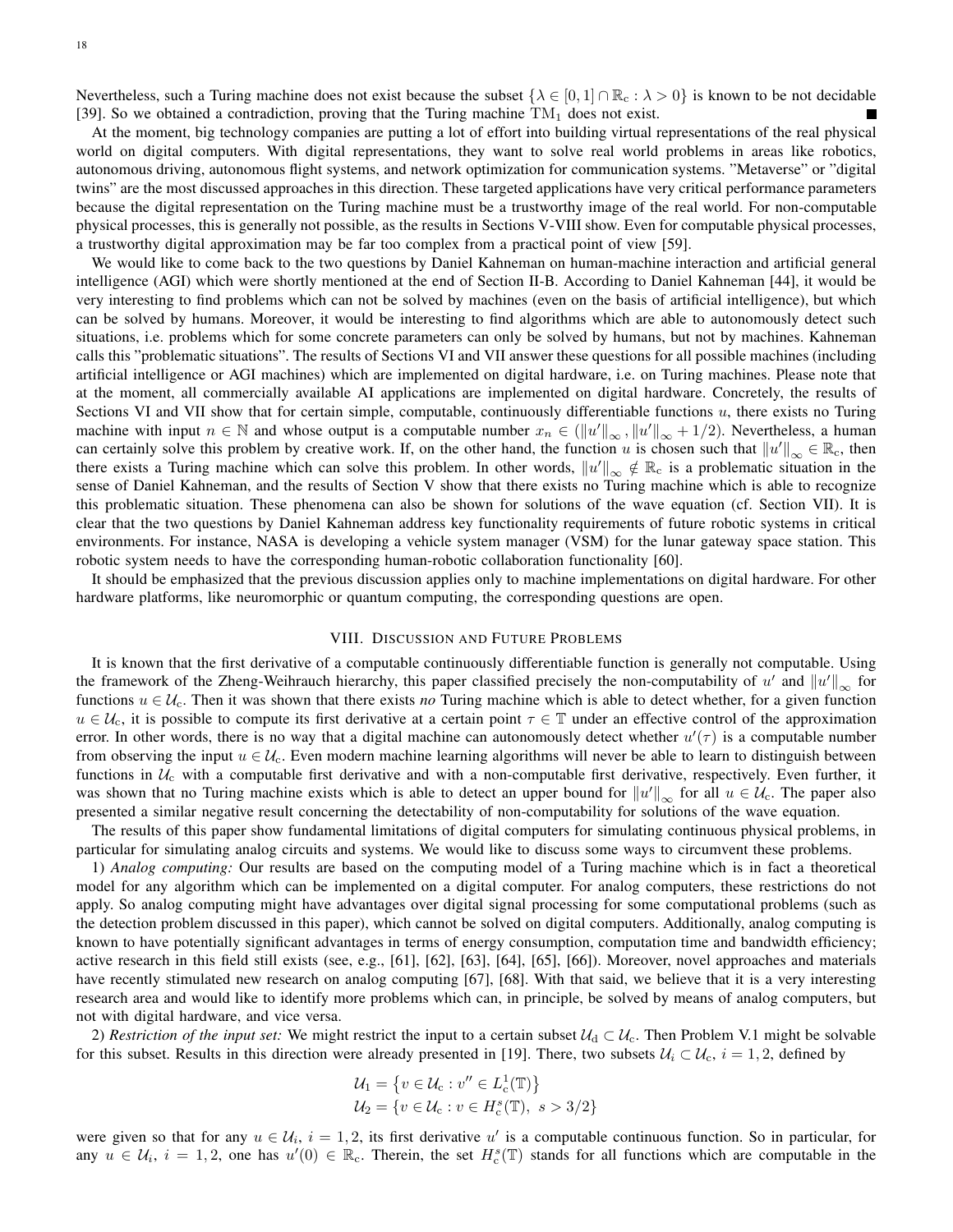Nevertheless, such a Turing machine does not exist because the subset $\{\lambda \in [0,1] \cap \mathbb{R}_c : \lambda > 0\}$ is known to be not decidable [39]. So we obtained a contradiction, proving that the Turing machine $\mathrm{TM}_1$ does not exist. ■

At the moment, big technology companies are putting a lot of effort into building virtual representations of the real physical world on digital computers. With digital representations, they want to solve real world problems in areas like robotics, autonomous driving, autonomous flight systems, and network optimization for communication systems. "Metaverse" or "digital twins" are the most discussed approaches in this direction. These targeted applications have very critical performance parameters because the digital representation on the Turing machine must be a trustworthy image of the real world. For non-computable physical processes, this is generally not possible, as the results in Sections V-VIII show. Even for computable physical processes, a trustworthy digital approximation may be far too complex from a practical point of view [59].

We would like to come back to the two questions by Daniel Kahneman on human-machine interaction and artificial general intelligence (AGI) which were shortly mentioned at the end of Section II-B. According to Daniel Kahneman [44], it would be very interesting to find problems which can not be solved by machines (even on the basis of artificial intelligence), but which can be solved by humans. Moreover, it would be interesting to find algorithms which are able to autonomously detect such situations, i.e. problems which for some concrete parameters can only be solved by humans, but not by machines. Kahneman calls this "problematic situations". The results of Sections VI and VII answer these questions for all possible machines (including artificial intelligence or AGI machines) which are implemented on digital hardware, i.e. on Turing machines. Please note that at the moment, all commercially available AI applications are implemented on digital hardware. Concretely, the results of Sections VI and VII show that for certain simple, computable, continuously differentiable functions $u$, there exists no Turing machine with input $n \in \mathbb{N}$ and whose output is a computable number $x_n \in (\|u'\|_\infty, \|u'\|_\infty + 1/2)$. Nevertheless, a human can certainly solve this problem by creative work. If, on the other hand, the function $u$ is chosen such that $\|u'\|_\infty \in \mathbb{R}_c$, then there exists a Turing machine which can solve this problem. In other words, $\|u'\|_\infty \notin \mathbb{R}_c$ is a problematic situation in the sense of Daniel Kahneman, and the results of Section V show that there exists no Turing machine which is able to recognize this problematic situation. These phenomena can also be shown for solutions of the wave equation (cf. Section VII). It is clear that the two questions by Daniel Kahneman address key functionality requirements of future robotic systems in critical environments. For instance, NASA is developing a vehicle system manager (VSM) for the lunar gateway space station. This robotic system needs to have the corresponding human-robotic collaboration functionality [60].

It should be emphasized that the previous discussion applies only to machine implementations on digital hardware. For other hardware platforms, like neuromorphic or quantum computing, the corresponding questions are open.

## VIII. Discussion and Future Problems

It is known that the first derivative of a computable continuously differentiable function is generally not computable. Using the framework of the Zheng-Weihrauch hierarchy, this paper classified precisely the non-computability of $u'$ and $\|u'\|_\infty$ for functions $u \in \mathcal{U}_c$. Then it was shown that there exists *no* Turing machine which is able to detect whether, for a given function $u \in \mathcal{U}_c$, it is possible to compute its first derivative at a certain point $\tau \in \mathbb{T}$ under an effective control of the approximation error. In other words, there is no way that a digital machine can autonomously detect whether $u'(\tau)$ is a computable number from observing the input $u \in \mathcal{U}_c$. Even modern machine learning algorithms will never be able to learn to distinguish between functions in $\mathcal{U}_c$ with a computable first derivative and with a non-computable first derivative, respectively. Even further, it was shown that no Turing machine exists which is able to detect an upper bound for $\|u'\|_\infty$ for all $u \in \mathcal{U}_c$. The paper also presented a similar negative result concerning the detectability of non-computability for solutions of the wave equation.

The results of this paper show fundamental limitations of digital computers for simulating continuous physical problems, in particular for simulating analog circuits and systems. We would like to discuss some ways to circumvent these problems.

1) *Analog computing:* Our results are based on the computing model of a Turing machine which is in fact a theoretical model for any algorithm which can be implemented on a digital computer. For analog computers, these restrictions do not apply. So analog computing might have advantages over digital signal processing for some computational problems (such as the detection problem discussed in this paper), which cannot be solved on digital computers. Additionally, analog computing is known to have potentially significant advantages in terms of energy consumption, computation time and bandwidth efficiency; active research in this field still exists (see, e.g., [61], [62], [63], [64], [65], [66]). Moreover, novel approaches and materials have recently stimulated new research on analog computing [67], [68]. With that said, we believe that it is a very interesting research area and would like to identify more problems which can, in principle, be solved by means of analog computers, but not with digital hardware, and vice versa.

2) *Restriction of the input set:* We might restrict the input to a certain subset $\mathcal{U}_d \subset \mathcal{U}_c$. Then Problem V.1 might be solvable for this subset. Results in this direction were already presented in [19]. There, two subsets $\mathcal{U}_i \subset \mathcal{U}_c$, $i = 1, 2$, defined by

$$\mathcal{U}_1 = \left\{ v \in \mathcal{U}_c : v'' \in L^1_c(\mathbb{T}) \right\}$$
$$\mathcal{U}_2 = \left\{ v \in \mathcal{U}_c : v \in H^s_c(\mathbb{T}),\ s > 3/2 \right\}$$

were given so that for any $u \in \mathcal{U}_i$, $i = 1, 2$, its first derivative $u'$ is a computable continuous function. So in particular, for any $u \in \mathcal{U}_i$, $i = 1, 2$, one has $u'(0) \in \mathbb{R}_c$. Therein, the set $H^s_c(\mathbb{T})$ stands for all functions which are computable in the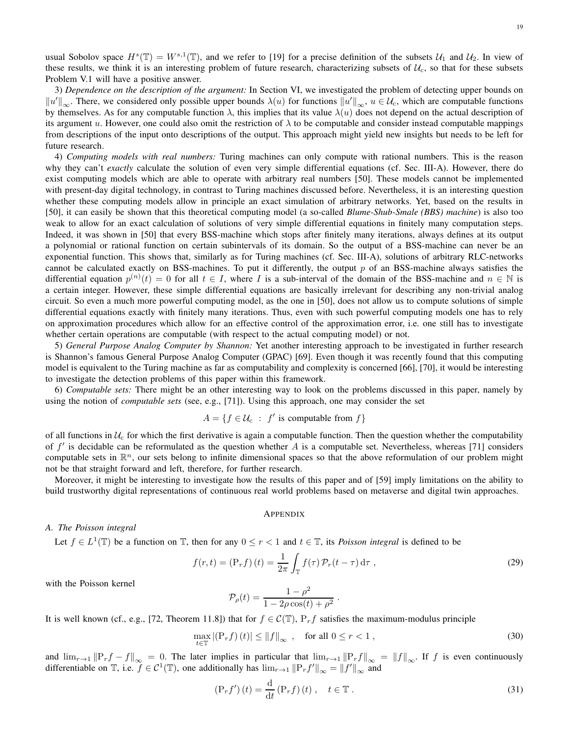usual Sobolov space $H^s(\mathbb{T}) = W^{s,1}(\mathbb{T})$, and we refer to [19] for a precise definition of the subsets $\mathcal{U}_1$ and $\mathcal{U}_2$. In view of these results, we think it is an interesting problem of future research, characterizing subsets of $\mathcal{U}_c$, so that for these subsets Problem V.1 will have a positive answer.

3) *Dependence on the description of the argument:* In Section VI, we investigated the problem of detecting upper bounds on $\|u'\|_\infty$. There, we considered only possible upper bounds $\lambda(u)$ for functions $\|u'\|_\infty$, $u \in \mathcal{U}_c$, which are computable functions by themselves. As for any computable function $\lambda$, this implies that its value $\lambda(u)$ does not depend on the actual description of its argument $u$. However, one could also omit the restriction of $\lambda$ to be computable and consider instead computable mappings from descriptions of the input onto descriptions of the output. This approach might yield new insights but needs to be left for future research.

4) *Computing models with real numbers:* Turing machines can only compute with rational numbers. This is the reason why they can't *exactly* calculate the solution of even very simple differential equations (cf. Sec. III-A). However, there do exist computing models which are able to operate with arbitrary real numbers [50]. These models cannot be implemented with present-day digital technology, in contrast to Turing machines discussed before. Nevertheless, it is an interesting question whether these computing models allow in principle an exact simulation of arbitrary networks. Yet, based on the results in [50], it can easily be shown that this theoretical computing model (a so-called *Blume-Shub-Smale (BBS) machine*) is also too weak to allow for an exact calculation of solutions of very simple differential equations in finitely many computation steps. Indeed, it was shown in [50] that every BSS-machine which stops after finitely many iterations, always defines at its output a polynomial or rational function on certain subintervals of its domain. So the output of a BSS-machine can never be an exponential function. This shows that, similarly as for Turing machines (cf. Sec. III-A), solutions of arbitrary RLC-networks cannot be calculated exactly on BSS-machines. To put it differently, the output $p$ of an BSS-machine always satisfies the differential equation $p^{(n)}(t) = 0$ for all $t \in I$, where $I$ is a sub-interval of the domain of the BSS-machine and $n \in \mathbb{N}$ is a certain integer. However, these simple differential equations are basically irrelevant for describing any non-trivial analog circuit. So even a much more powerful computing model, as the one in [50], does not allow us to compute solutions of simple differential equations exactly with finitely many iterations. Thus, even with such powerful computing models one has to rely on approximation procedures which allow for an effective control of the approximation error, i.e. one still has to investigate whether certain operations are computable (with respect to the actual computing model) or not.

5) *General Purpose Analog Computer by Shannon:* Yet another interesting approach to be investigated in further research is Shannon's famous General Purpose Analog Computer (GPAC) [69]. Even though it was recently found that this computing model is equivalent to the Turing machine as far as computability and complexity is concerned [66], [70], it would be interesting to investigate the detection problems of this paper within this framework.

6) *Computable sets:* There might be an other interesting way to look on the problems discussed in this paper, namely by using the notion of *computable sets* (see, e.g., [71]). Using this approach, one may consider the set

$$A = \{ f \in \mathcal{U}_c \ : \ f' \text{ is computable from } f \}$$

of all functions in $\mathcal{U}_c$ for which the first derivative is again a computable function. Then the question whether the computability of $f'$ is decidable can be reformulated as the question whether $A$ is a computable set. Nevertheless, whereas [71] considers computable sets in $\mathbb{R}^n$, our sets belong to infinite dimensional spaces so that the above reformulation of our problem might not be that straight forward and left, therefore, for further research.

Moreover, it might be interesting to investigate how the results of this paper and of [59] imply limitations on the ability to build trustworthy digital representations of continuous real world problems based on metaverse and digital twin approaches.

## Appendix

### A. The Poisson integral

Let $f \in L^1(\mathbb{T})$ be a function on $\mathbb{T}$, then for any $0 \leq r < 1$ and $t \in \mathbb{T}$, its *Poisson integral* is defined to be

$$f(r,t) = (\mathrm{P}_r f)(t) = \frac{1}{2\pi} \int_{\mathbb{T}} f(\tau) \, \mathcal{P}_r(t - \tau) \, \mathrm{d}\tau \,, \tag{29}$$

with the Poisson kernel

$$\mathcal{P}_\rho(t) = \frac{1 - \rho^2}{1 - 2\rho\cos(t) + \rho^2} \,.$$

It is well known (cf., e.g., [72, Theorem 11.8]) that for $f \in \mathcal{C}(\mathbb{T})$, $\mathrm{P}_r f$ satisfies the maximum-modulus principle

$$\max_{t \in \mathbb{T}} |(\mathrm{P}_r f)(t)| \leq \|f\|_\infty \,, \quad \text{for all } 0 \leq r < 1 \,, \tag{30}$$

and $\lim_{r\to 1} \|\mathrm{P}_r f - f\|_\infty = 0$. The later implies in particular that $\lim_{r\to 1} \|\mathrm{P}_r f\|_\infty = \|f\|_\infty$. If $f$ is even continuously differentiable on $\mathbb{T}$, i.e. $f \in \mathcal{C}^1(\mathbb{T})$, one additionally has $\lim_{r\to 1} \|\mathrm{P}_r f'\|_\infty = \|f'\|_\infty$ and

$$(\mathrm{P}_r f')(t) = \frac{\mathrm{d}}{\mathrm{d}t} (\mathrm{P}_r f)(t) \,, \quad t \in \mathbb{T} \,. \tag{31}$$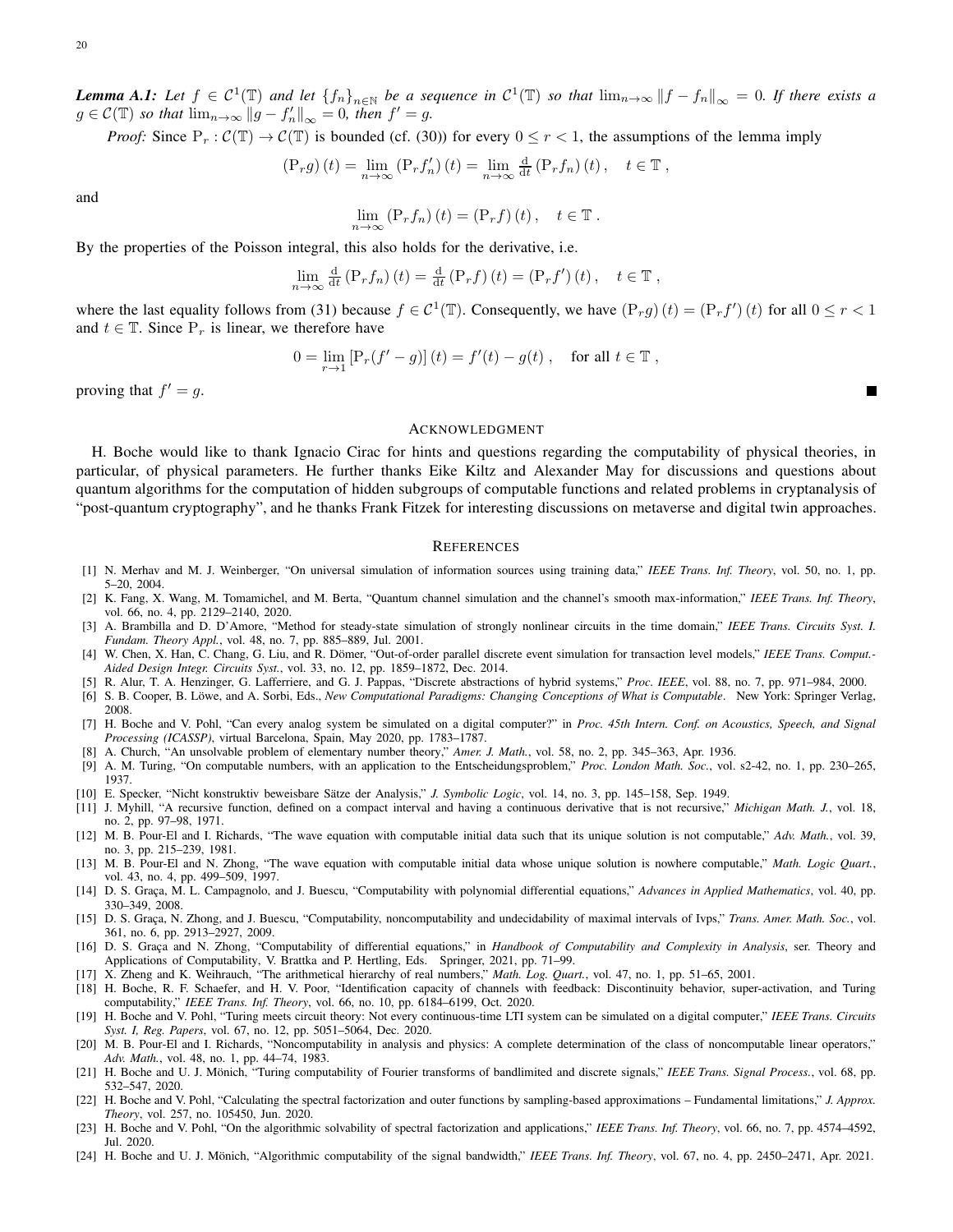***Lemma A.1:*** *Let $f \in \mathcal{C}^1(\mathbb{T})$ and let $\{f_n\}_{n\in\mathbb{N}}$ be a sequence in $\mathcal{C}^1(\mathbb{T})$ so that $\lim_{n\to\infty} \|f - f_n\|_\infty = 0$. If there exists a $g \in \mathcal{C}(\mathbb{T})$ so that $\lim_{n\to\infty} \|g - f_n'\|_\infty = 0$, then $f' = g$.*

*Proof:* Since $\mathrm{P}_r : \mathcal{C}(\mathbb{T}) \to \mathcal{C}(\mathbb{T})$ is bounded (cf. (30)) for every $0 \leq r < 1$, the assumptions of the lemma imply

$$(\mathrm{P}_r g)(t) = \lim_{n\to\infty} (\mathrm{P}_r f_n')(t) = \lim_{n\to\infty} \tfrac{\mathrm{d}}{\mathrm{d}t} (\mathrm{P}_r f_n)(t), \quad t \in \mathbb{T},$$

and

$$\lim_{n\to\infty} (\mathrm{P}_r f_n)(t) = (\mathrm{P}_r f)(t), \quad t \in \mathbb{T}.$$

By the properties of the Poisson integral, this also holds for the derivative, i.e.

$$\lim_{n\to\infty} \tfrac{\mathrm{d}}{\mathrm{d}t} (\mathrm{P}_r f_n)(t) = \tfrac{\mathrm{d}}{\mathrm{d}t} (\mathrm{P}_r f)(t) = (\mathrm{P}_r f')(t), \quad t \in \mathbb{T},$$

where the last equality follows from (31) because $f \in \mathcal{C}^1(\mathbb{T})$. Consequently, we have $(\mathrm{P}_r g)(t) = (\mathrm{P}_r f')(t)$ for all $0 \leq r < 1$ and $t \in \mathbb{T}$. Since $\mathrm{P}_r$ is linear, we therefore have

$$0 = \lim_{r\to 1} [\mathrm{P}_r(f' - g)](t) = f'(t) - g(t), \quad \text{for all } t \in \mathbb{T},$$

proving that $f' = g$. ∎

## Acknowledgment

H. Boche would like to thank Ignacio Cirac for hints and questions regarding the computability of physical theories, in particular, of physical parameters. He further thanks Eike Kiltz and Alexander May for discussions and questions about quantum algorithms for the computation of hidden subgroups of computable functions and related problems in cryptanalysis of "post-quantum cryptography", and he thanks Frank Fitzek for interesting discussions on metaverse and digital twin approaches.

## References

[1] N. Merhav and M. J. Weinberger, "On universal simulation of information sources using training data," *IEEE Trans. Inf. Theory*, vol. 50, no. 1, pp. 5–20, 2004.

[2] K. Fang, X. Wang, M. Tomamichel, and M. Berta, "Quantum channel simulation and the channel's smooth max-information," *IEEE Trans. Inf. Theory*, vol. 66, no. 4, pp. 2129–2140, 2020.

[3] A. Brambilla and D. D'Amore, "Method for steady-state simulation of strongly nonlinear circuits in the time domain," *IEEE Trans. Circuits Syst. I. Fundam. Theory Appl.*, vol. 48, no. 7, pp. 885–889, Jul. 2001.

[4] W. Chen, X. Han, C. Chang, G. Liu, and R. Dömer, "Out-of-order parallel discrete event simulation for transaction level models," *IEEE Trans. Comput.-Aided Design Integr. Circuits Syst.*, vol. 33, no. 12, pp. 1859–1872, Dec. 2014.

[5] R. Alur, T. A. Henzinger, G. Lafferriere, and G. J. Pappas, "Discrete abstractions of hybrid systems," *Proc. IEEE*, vol. 88, no. 7, pp. 971–984, 2000.

[6] S. B. Cooper, B. Löwe, and A. Sorbi, Eds., *New Computational Paradigms: Changing Conceptions of What is Computable*. New York: Springer Verlag, 2008.

[7] H. Boche and V. Pohl, "Can every analog system be simulated on a digital computer?" in *Proc. 45th Intern. Conf. on Acoustics, Speech, and Signal Processing (ICASSP)*, virtual Barcelona, Spain, May 2020, pp. 1783–1787.

[8] A. Church, "An unsolvable problem of elementary number theory," *Amer. J. Math.*, vol. 58, no. 2, pp. 345–363, Apr. 1936.

[9] A. M. Turing, "On computable numbers, with an application to the Entscheidungsproblem," *Proc. London Math. Soc.*, vol. s2-42, no. 1, pp. 230–265, 1937.

[10] E. Specker, "Nicht konstruktiv beweisbare Sätze der Analysis," *J. Symbolic Logic*, vol. 14, no. 3, pp. 145–158, Sep. 1949.

[11] J. Myhill, "A recursive function, defined on a compact interval and having a continuous derivative that is not recursive," *Michigan Math. J.*, vol. 18, no. 2, pp. 97–98, 1971.

[12] M. B. Pour-El and I. Richards, "The wave equation with computable initial data such that its unique solution is not computable," *Adv. Math.*, vol. 39, no. 3, pp. 215–239, 1981.

[13] M. B. Pour-El and N. Zhong, "The wave equation with computable initial data whose unique solution is nowhere computable," *Math. Logic Quart.*, vol. 43, no. 4, pp. 499–509, 1997.

[14] D. S. Graça, M. L. Campagnolo, and J. Buescu, "Computability with polynomial differential equations," *Advances in Applied Mathematics*, vol. 40, pp. 330–349, 2008.

[15] D. S. Graça, N. Zhong, and J. Buescu, "Computability, noncomputability and undecidability of maximal intervals of Ivps," *Trans. Amer. Math. Soc.*, vol. 361, no. 6, pp. 2913–2927, 2009.

[16] D. S. Graça and N. Zhong, "Computability of differential equations," in *Handbook of Computability and Complexity in Analysis*, ser. Theory and Applications of Computability, V. Brattka and P. Hertling, Eds. Springer, 2021, pp. 71–99.

[17] X. Zheng and K. Weihrauch, "The arithmetical hierarchy of real numbers," *Math. Log. Quart.*, vol. 47, no. 1, pp. 51–65, 2001.

[18] H. Boche, R. F. Schaefer, and H. V. Poor, "Identification capacity of channels with feedback: Discontinuity behavior, super-activation, and Turing computability," *IEEE Trans. Inf. Theory*, vol. 66, no. 10, pp. 6184–6199, Oct. 2020.

[19] H. Boche and V. Pohl, "Turing meets circuit theory: Not every continuous-time LTI system can be simulated on a digital computer," *IEEE Trans. Circuits Syst. I, Reg. Papers*, vol. 67, no. 12, pp. 5051–5064, Dec. 2020.

[20] M. B. Pour-El and I. Richards, "Noncomputability in analysis and physics: A complete determination of the class of noncomputable linear operators," *Adv. Math.*, vol. 48, no. 1, pp. 44–74, 1983.

[21] H. Boche and U. J. Mönich, "Turing computability of Fourier transforms of bandlimited and discrete signals," *IEEE Trans. Signal Process.*, vol. 68, pp. 532–547, 2020.

[22] H. Boche and V. Pohl, "Calculating the spectral factorization and outer functions by sampling-based approximations – Fundamental limitations," *J. Approx. Theory*, vol. 257, no. 105450, Jun. 2020.

[23] H. Boche and V. Pohl, "On the algorithmic solvability of spectral factorization and applications," *IEEE Trans. Inf. Theory*, vol. 66, no. 7, pp. 4574–4592, Jul. 2020.

[24] H. Boche and U. J. Mönich, "Algorithmic computability of the signal bandwidth," *IEEE Trans. Inf. Theory*, vol. 67, no. 4, pp. 2450–2471, Apr. 2021.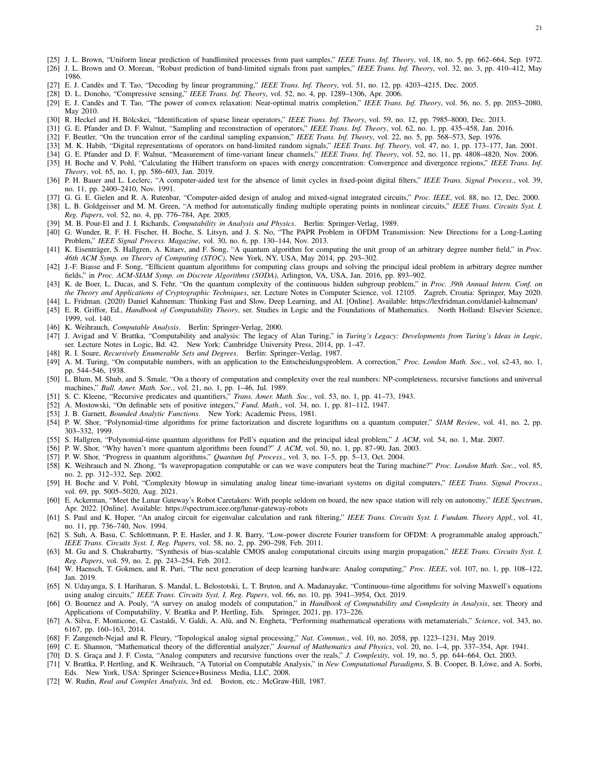[25] J. L. Brown, "Uniform linear prediction of bandlimited processes from past samples," *IEEE Trans. Inf. Theory*, vol. 18, no. 5, pp. 662–664, Sep. 1972.

[26] J. L. Brown and O. Morean, "Robust prediction of band-limited signals from past samples," *IEEE Trans. Inf. Theory*, vol. 32, no. 3, pp. 410–412, May 1986.

[27] E. J. Candès and T. Tao, "Decoding by linear programming," *IEEE Trans. Inf. Theory*, vol. 51, no. 12, pp. 4203–4215, Dec. 2005.

[28] D. L. Donoho, "Compressive sensing," *IEEE Trans. Inf. Theory*, vol. 52, no. 4, pp. 1289–1306, Apr. 2006.

[29] E. J. Candès and T. Tao, "The power of convex relaxation: Near-optimal matrix completion," *IEEE Trans. Inf. Theory*, vol. 56, no. 5, pp. 2053–2080, May 2010.

[30] R. Heckel and H. Bölcskei, "Identification of sparse linear operators," *IEEE Trans. Inf. Theory*, vol. 59, no. 12, pp. 7985–8000, Dec. 2013.

[31] G. E. Pfander and D. F. Walnut, "Sampling and reconstruction of operators," *IEEE Trans. Inf. Theory*, vol. 62, no. 1, pp. 435–458, Jan. 2016.

[32] F. Beutler, "On the truncation error of the cardinal sampling expansion," *IEEE Trans. Inf. Theory*, vol. 22, no. 5, pp. 568–573, Sep. 1976.

[33] M. K. Habib, "Digital representations of operators on band-limited random signals," *IEEE Trans. Inf. Theory*, vol. 47, no. 1, pp. 173–177, Jan. 2001.

[34] G. E. Pfander and D. F. Walnut, "Measurement of time-variant linear channels," *IEEE Trans. Inf. Theory*, vol. 52, no. 11, pp. 4808–4820, Nov. 2006.

[35] H. Boche and V. Pohl, "Calculating the Hilbert transform on spaces with energy concentration: Convergence and divergence regions," *IEEE Trans. Inf. Theory*, vol. 65, no. 1, pp. 586–603, Jan. 2019.

[36] P. H. Bauer and L. Leclerc, "A computer-aided test for the absence of limit cycles in fixed-point digital filters," *IEEE Trans. Signal Process.*, vol. 39, no. 11, pp. 2400–2410, Nov. 1991.

[37] G. G. E. Gielen and R. A. Rutenbar, "Computer-aided design of analog and mixed-signal integrated circuits," *Proc. IEEE*, vol. 88, no. 12, Dec. 2000.

[38] L. B. Goldgeisser and M. M. Green, "A method for automatically finding multiple operating points in nonlinear circuits," *IEEE Trans. Circuits Syst. I, Reg. Papers*, vol. 52, no. 4, pp. 776–784, Apr. 2005.

[39] M. B. Pour-El and J. I. Richards, *Computability in Analysis and Physics*. Berlin: Springer-Verlag, 1989.

[40] G. Wunder, R. F. H. Fischer, H. Boche, S. Litsyn, and J. S. No, "The PAPR Problem in OFDM Transmission: New Directions for a Long-Lasting Problem," *IEEE Signal Process. Magazine*, vol. 30, no. 6, pp. 130–144, Nov. 2013.

[41] K. Eisenträger, S. Hallgren, A. Kitaev, and F. Song, "A quantum algorithm for computing the unit group of an arbitrary degree number field," in *Proc. 46th ACM Symp. on Theory of Computing (STOC)*, New York, NY, USA, May 2014, pp. 293–302.

[42] J.-F. Biasse and F. Song, "Efficient quantum algorithms for computing class groups and solving the principal ideal problem in arbitrary degree number fields," in *Proc. ACM-SIAM Symp. on Discrete Algorithms (SODA)*, Arlington, VA, USA, Jan. 2016, pp. 893–902.

[43] K. de Boer, L. Ducas, and S. Fehr, "On the quantum complexity of the continuous hidden subgroup problem," in *Proc. 39th Annual Intern. Conf. on the Theory and Applications of Cryptographic Techniques*, ser. Lecture Notes in Computer Science, vol. 12105. Zagreb, Croatia: Springer, May 2020.

[44] L. Fridman. (2020) Daniel Kahneman: Thinking Fast and Slow, Deep Learning, and AI. [Online]. Available: https://lexfridman.com/daniel-kahneman/

[45] E. R. Griffor, Ed., *Handbook of Computability Theory*, ser. Studies in Logic and the Foundations of Mathematics. North Holland: Elsevier Science, 1999, vol. 140.

[46] K. Weihrauch, *Computable Analysis*. Berlin: Springer-Verlag, 2000.

[47] J. Avigad and V. Brattka, "Computability and analysis: The legacy of Alan Turing," in *Turing's Legacy: Developments from Turing's Ideas in Logic*, ser. Lecture Notes in Logic, Bd. 42. New York: Cambridge University Press, 2014, pp. 1–47.

[48] R. I. Soare, *Recursively Enumerable Sets and Degrees*. Berlin: Springer–Verlag, 1987.

[49] A. M. Turing, "On computable numbers, with an application to the Entscheidungsproblem. A correction," *Proc. London Math. Soc.*, vol. s2-43, no. 1, pp. 544–546, 1938.

[50] L. Blum, M. Shub, and S. Smale, "On a theory of computation and complexity over the real numbers: NP-completeness, recursive functions and universal machines," *Bull. Amer. Math. Soc.*, vol. 21, no. 1, pp. 1–46, Jul. 1989.

[51] S. C. Kleene, "Recursive predicates and quantifiers," *Trans. Amer. Math. Soc.*, vol. 53, no. 1, pp. 41–73, 1943.

[52] A. Mostowski, "On definable sets of positive integers," *Fund. Math.*, vol. 34, no. 1, pp. 81–112, 1947.

[53] J. B. Garnett, *Bounded Analytic Functions*. New York: Academic Press, 1981.

[54] P. W. Shor, "Polynomial-time algorithms for prime factorization and discrete logarithms on a quantum computer," *SIAM Review*, vol. 41, no. 2, pp. 303–332, 1999.

[55] S. Hallgren, "Polynomial-time quantum algorithms for Pell's equation and the principal ideal problem," *J. ACM*, vol. 54, no. 1, Mar. 2007.

[56] P. W. Shor, "Why haven't more quantum algorithms been found?" *J. ACM*, vol. 50, no. 1, pp. 87–90, Jan. 2003.

[57] P. W. Shor, "Progress in quantum algorithms," *Quantum Inf. Process.*, vol. 3, no. 1–5, pp. 5–13, Oct. 2004.

[58] K. Weihrauch and N. Zhong, "Is wavepropagation computable or can we wave computers beat the Turing machine?" *Proc. London Math. Soc.*, vol. 85, no. 2, pp. 312–332, Sep. 2002.

[59] H. Boche and V. Pohl, "Complexity blowup in simulating analog linear time-invariant systems on digital computers," *IEEE Trans. Signal Process.*, vol. 69, pp. 5005–5020, Aug. 2021.

[60] E. Ackerman, "Meet the Lunar Gateway's Robot Caretakers: With people seldom on board, the new space station will rely on autonomy," *IEEE Spectrum*, Apr. 2022. [Online]. Available: https://spectrum.ieee.org/lunar-gateway-robots

[61] S. Paul and K. Huper, "An analog circuit for eigenvalue calculation and rank filtering," *IEEE Trans. Circuits Syst. I. Fundam. Theory Appl.*, vol. 41, no. 11, pp. 736–740, Nov. 1994.

[62] S. Suh, A. Basu, C. Schlottmann, P. E. Hasler, and J. R. Barry, "Low-power discrete Fourier transform for OFDM: A programmable analog approach," *IEEE Trans. Circuits Syst. I, Reg. Papers*, vol. 58, no. 2, pp. 290–298, Feb. 2011.

[63] M. Gu and S. Chakrabartty, "Synthesis of bias-scalable CMOS analog computational circuits using margin propagation," *IEEE Trans. Circuits Syst. I, Reg. Papers*, vol. 59, no. 2, pp. 243–254, Feb. 2012.

[64] W. Haensch, T. Gokmen, and R. Puri, "The next generation of deep learning hardware: Analog computing," *Proc. IEEE*, vol. 107, no. 1, pp. 108–122, Jan. 2019.

[65] N. Udayanga, S. I. Hariharan, S. Mandal, L. Belostotski, L. T. Bruton, and A. Madanayake, "Continuous-time algorithms for solving Maxwell's equations using analog circuits," *IEEE Trans. Circuits Syst. I, Reg. Papers*, vol. 66, no. 10, pp. 3941–3954, Oct. 2019.

[66] O. Bournez and A. Pouly, "A survey on analog models of computation," in *Handbook of Computability and Complexity in Analysis*, ser. Theory and Applications of Computability, V. Brattka and P. Hertling, Eds. Springer, 2021, pp. 173–226.

[67] A. Silva, F. Monticone, G. Castaldi, V. Galdi, A. Alù, and N. Engheta, "Performing mathematical operations with metamaterials," *Science*, vol. 343, no. 6167, pp. 160–163, 2014.

[68] F. Zangeneh-Nejad and R. Fleury, "Topological analog signal processing," *Nat. Commun.*, vol. 10, no. 2058, pp. 1223–1231, May 2019.

[69] C. E. Shannon, "Mathematical theory of the differential analyzer," *Journal of Mathematics and Physics*, vol. 20, no. 1–4, pp. 337–354, Apr. 1941.

[70] D. S. Graça and J. F. Costa, "Analog computers and recursive functions over the reals," *J. Complexity*, vol. 19, no. 5, pp. 644–664, Oct. 2003.

[71] V. Brattka, P. Hertling, and K. Weihrauch, "A Tutorial on Computable Analysis," in *New Computational Paradigms*, S. B. Cooper, B. Löwe, and A. Sorbi, Eds. New York, USA: Springer Science+Business Media, LLC, 2008.

[72] W. Rudin, *Real and Complex Analysis*, 3rd ed. Boston, etc.: McGraw-Hill, 1987.